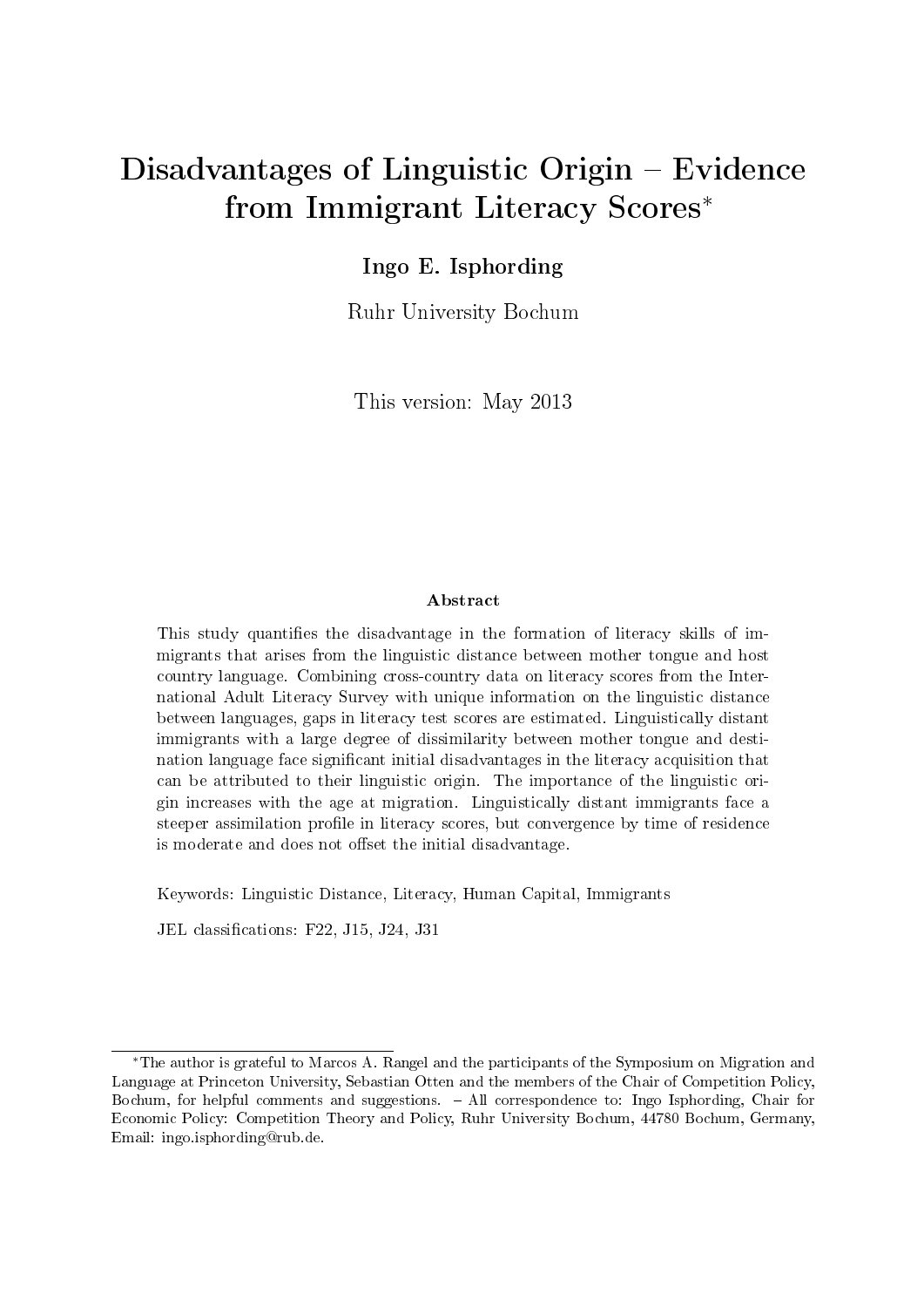# Disadvantages of Linguistic Origin – Evidence from Immigrant Literacy Scores[*]

**Ingo E. Isphording**

Ruhr University Bochum

This version: May 2013

### Abstract

This study quantifies the disadvantage in the formation of literacy skills of immigrants that arises from the linguistic distance between mother tongue and host country language. Combining cross-country data on literacy scores from the International Adult Literacy Survey with unique information on the linguistic distance between languages, gaps in literacy test scores are estimated. Linguistically distant immigrants with a large degree of dissimilarity between mother tongue and destination language face significant initial disadvantages in the literacy acquisition that can be attributed to their linguistic origin. The importance of the linguistic origin increases with the age at migration. Linguistically distant immigrants face a steeper assimilation profile in literacy scores, but convergence by time of residence is moderate and does not offset the initial disadvantage.

Keywords: Linguistic Distance, Literacy, Human Capital, Immigrants

JEL classifications: F22, J15, J24, J31

---

[*] The author is grateful to Marcos A. Rangel and the participants of the Symposium on Migration and Language at Princeton University, Sebastian Otten and the members of the Chair of Competition Policy, Bochum, for helpful comments and suggestions. – All correspondence to: Ingo Isphording, Chair for Economic Policy: Competition Theory and Policy, Ruhr University Bochum, 44780 Bochum, Germany, Email: ingo.isphording@rub.de.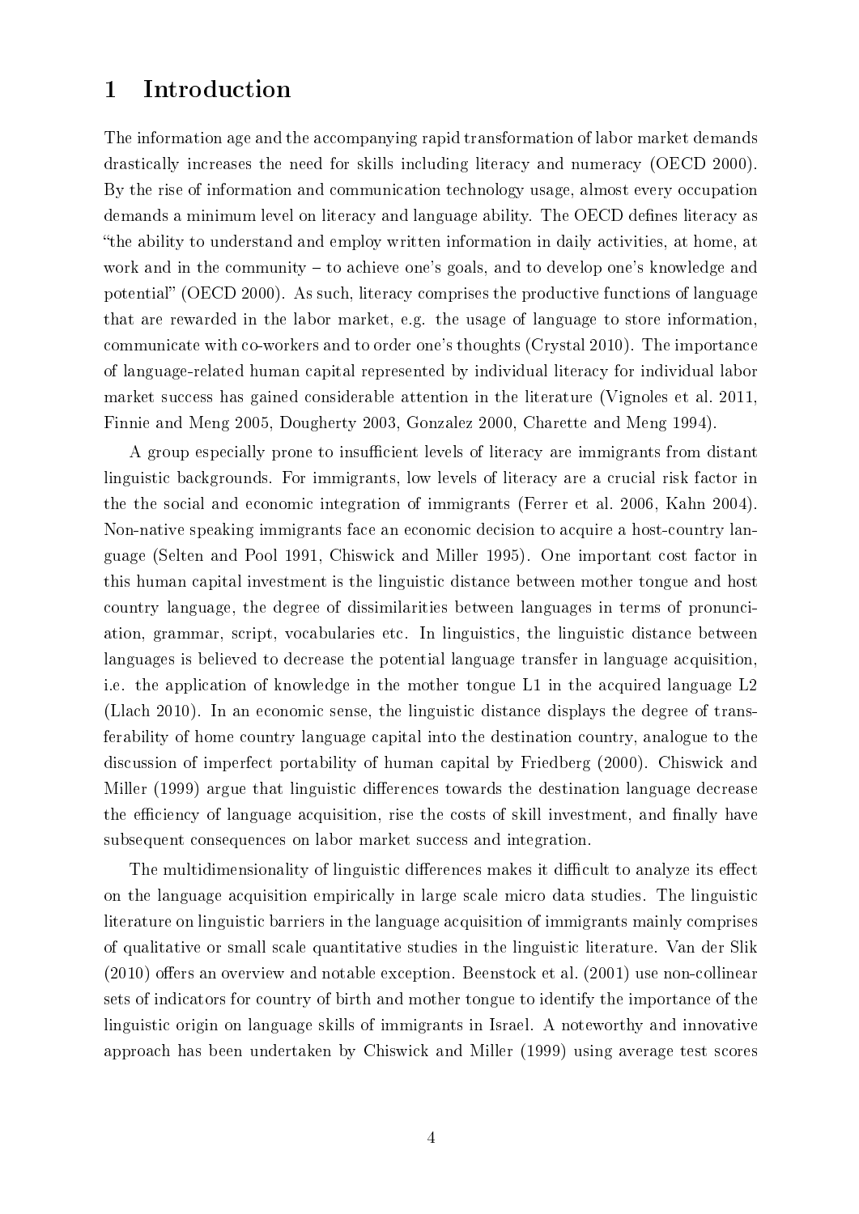# 1 Introduction

The information age and the accompanying rapid transformation of labor market demands drastically increases the need for skills including literacy and numeracy (OECD 2000). By the rise of information and communication technology usage, almost every occupation demands a minimum level on literacy and language ability. The OECD defines literacy as "the ability to understand and employ written information in daily activities, at home, at work and in the community – to achieve one's goals, and to develop one's knowledge and potential" (OECD 2000). As such, literacy comprises the productive functions of language that are rewarded in the labor market, e.g. the usage of language to store information, communicate with co-workers and to order one's thoughts (Crystal 2010). The importance of language-related human capital represented by individual literacy for individual labor market success has gained considerable attention in the literature (Vignoles et al. 2011, Finnie and Meng 2005, Dougherty 2003, Gonzalez 2000, Charette and Meng 1994).

A group especially prone to insufficient levels of literacy are immigrants from distant linguistic backgrounds. For immigrants, low levels of literacy are a crucial risk factor in the the social and economic integration of immigrants (Ferrer et al. 2006, Kahn 2004). Non-native speaking immigrants face an economic decision to acquire a host-country language (Selten and Pool 1991, Chiswick and Miller 1995). One important cost factor in this human capital investment is the linguistic distance between mother tongue and host country language, the degree of dissimilarities between languages in terms of pronunciation, grammar, script, vocabularies etc. In linguistics, the linguistic distance between languages is believed to decrease the potential language transfer in language acquisition, i.e. the application of knowledge in the mother tongue L1 in the acquired language L2 (Llach 2010). In an economic sense, the linguistic distance displays the degree of transferability of home country language capital into the destination country, analogue to the discussion of imperfect portability of human capital by Friedberg (2000). Chiswick and Miller (1999) argue that linguistic differences towards the destination language decrease the efficiency of language acquisition, rise the costs of skill investment, and finally have subsequent consequences on labor market success and integration.

The multidimensionality of linguistic differences makes it difficult to analyze its effect on the language acquisition empirically in large scale micro data studies. The linguistic literature on linguistic barriers in the language acquisition of immigrants mainly comprises of qualitative or small scale quantitative studies in the linguistic literature. Van der Slik (2010) offers an overview and notable exception. Beenstock et al. (2001) use non-collinear sets of indicators for country of birth and mother tongue to identify the importance of the linguistic origin on language skills of immigrants in Israel. A noteworthy and innovative approach has been undertaken by Chiswick and Miller (1999) using average test scores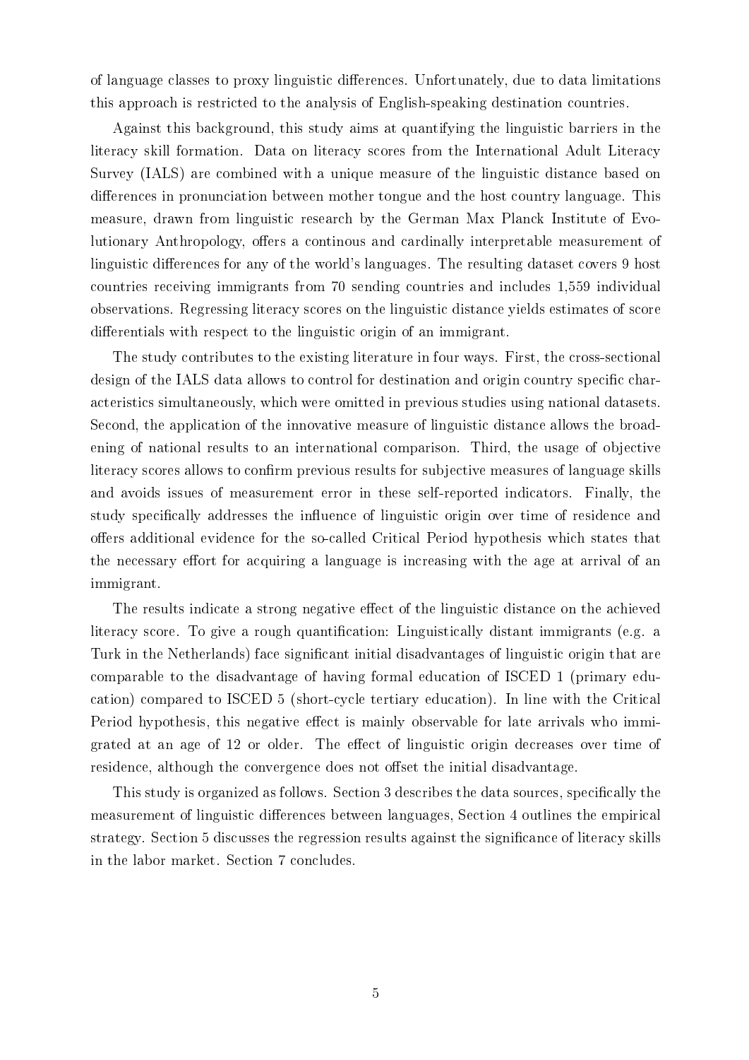of language classes to proxy linguistic differences. Unfortunately, due to data limitations this approach is restricted to the analysis of English-speaking destination countries.

Against this background, this study aims at quantifying the linguistic barriers in the literacy skill formation. Data on literacy scores from the International Adult Literacy Survey (IALS) are combined with a unique measure of the linguistic distance based on differences in pronunciation between mother tongue and the host country language. This measure, drawn from linguistic research by the German Max Planck Institute of Evolutionary Anthropology, offers a continous and cardinally interpretable measurement of linguistic differences for any of the world's languages. The resulting dataset covers 9 host countries receiving immigrants from 70 sending countries and includes 1,559 individual observations. Regressing literacy scores on the linguistic distance yields estimates of score differentials with respect to the linguistic origin of an immigrant.

The study contributes to the existing literature in four ways. First, the cross-sectional design of the IALS data allows to control for destination and origin country specific characteristics simultaneously, which were omitted in previous studies using national datasets. Second, the application of the innovative measure of linguistic distance allows the broadening of national results to an international comparison. Third, the usage of objective literacy scores allows to confirm previous results for subjective measures of language skills and avoids issues of measurement error in these self-reported indicators. Finally, the study specifically addresses the influence of linguistic origin over time of residence and offers additional evidence for the so-called Critical Period hypothesis which states that the necessary effort for acquiring a language is increasing with the age at arrival of an immigrant.

The results indicate a strong negative effect of the linguistic distance on the achieved literacy score. To give a rough quantification: Linguistically distant immigrants (e.g. a Turk in the Netherlands) face significant initial disadvantages of linguistic origin that are comparable to the disadvantage of having formal education of ISCED 1 (primary education) compared to ISCED 5 (short-cycle tertiary education). In line with the Critical Period hypothesis, this negative effect is mainly observable for late arrivals who immigrated at an age of 12 or older. The effect of linguistic origin decreases over time of residence, although the convergence does not offset the initial disadvantage.

This study is organized as follows. Section 3 describes the data sources, specifically the measurement of linguistic differences between languages, Section 4 outlines the empirical strategy. Section 5 discusses the regression results against the significance of literacy skills in the labor market. Section 7 concludes.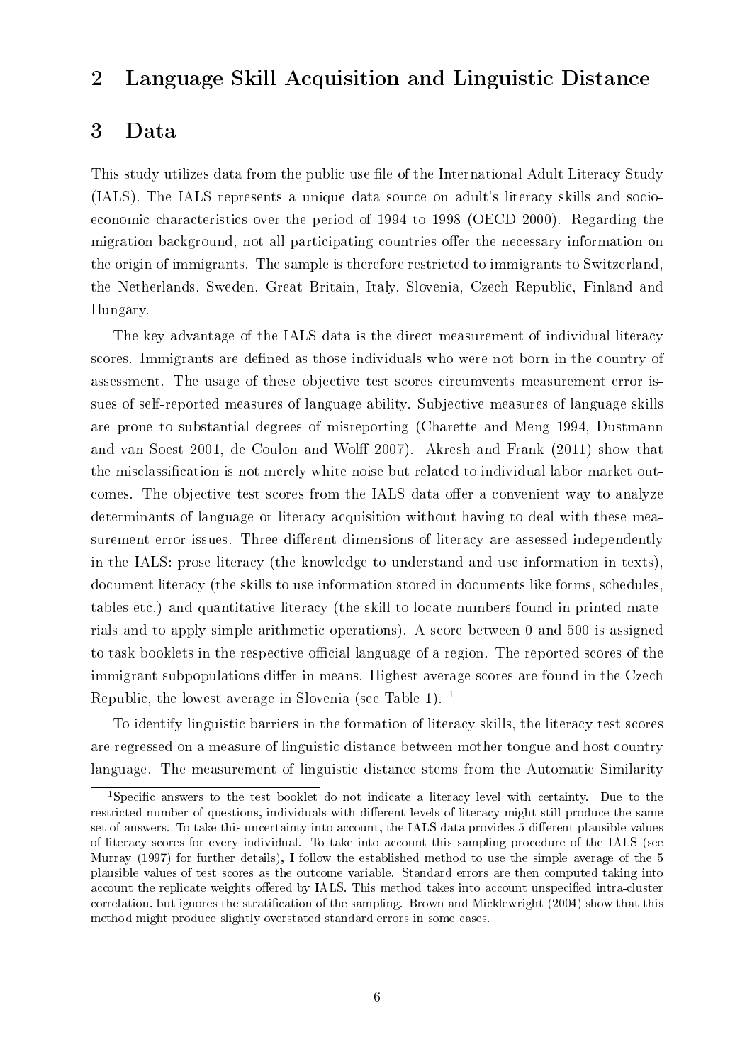## 2 Language Skill Acquisition and Linguistic Distance

## 3 Data

This study utilizes data from the public use file of the International Adult Literacy Study (IALS). The IALS represents a unique data source on adult's literacy skills and socio-economic characteristics over the period of 1994 to 1998 (OECD 2000). Regarding the migration background, not all participating countries offer the necessary information on the origin of immigrants. The sample is therefore restricted to immigrants to Switzerland, the Netherlands, Sweden, Great Britain, Italy, Slovenia, Czech Republic, Finland and Hungary.

The key advantage of the IALS data is the direct measurement of individual literacy scores. Immigrants are defined as those individuals who were not born in the country of assessment. The usage of these objective test scores circumvents measurement error issues of self-reported measures of language ability. Subjective measures of language skills are prone to substantial degrees of misreporting (Charette and Meng 1994, Dustmann and van Soest 2001, de Coulon and Wolff 2007). Akresh and Frank (2011) show that the misclassification is not merely white noise but related to individual labor market outcomes. The objective test scores from the IALS data offer a convenient way to analyze determinants of language or literacy acquisition without having to deal with these measurement error issues. Three different dimensions of literacy are assessed independently in the IALS: prose literacy (the knowledge to understand and use information in texts), document literacy (the skills to use information stored in documents like forms, schedules, tables etc.) and quantitative literacy (the skill to locate numbers found in printed materials and to apply simple arithmetic operations). A score between 0 and 500 is assigned to task booklets in the respective official language of a region. The reported scores of the immigrant subpopulations differ in means. Highest average scores are found in the Czech Republic, the lowest average in Slovenia (see Table 1). [1]

To identify linguistic barriers in the formation of literacy skills, the literacy test scores are regressed on a measure of linguistic distance between mother tongue and host country language. The measurement of linguistic distance stems from the Automatic Similarity

[1] Specific answers to the test booklet do not indicate a literacy level with certainty. Due to the restricted number of questions, individuals with different levels of literacy might still produce the same set of answers. To take this uncertainty into account, the IALS data provides 5 different plausible values of literacy scores for every individual. To take into account this sampling procedure of the IALS (see Murray (1997) for further details), I follow the established method to use the simple average of the 5 plausible values of test scores as the outcome variable. Standard errors are then computed taking into account the replicate weights offered by IALS. This method takes into account unspecified intra-cluster correlation, but ignores the stratification of the sampling. Brown and Micklewright (2004) show that this method might produce slightly overstated standard errors in some cases.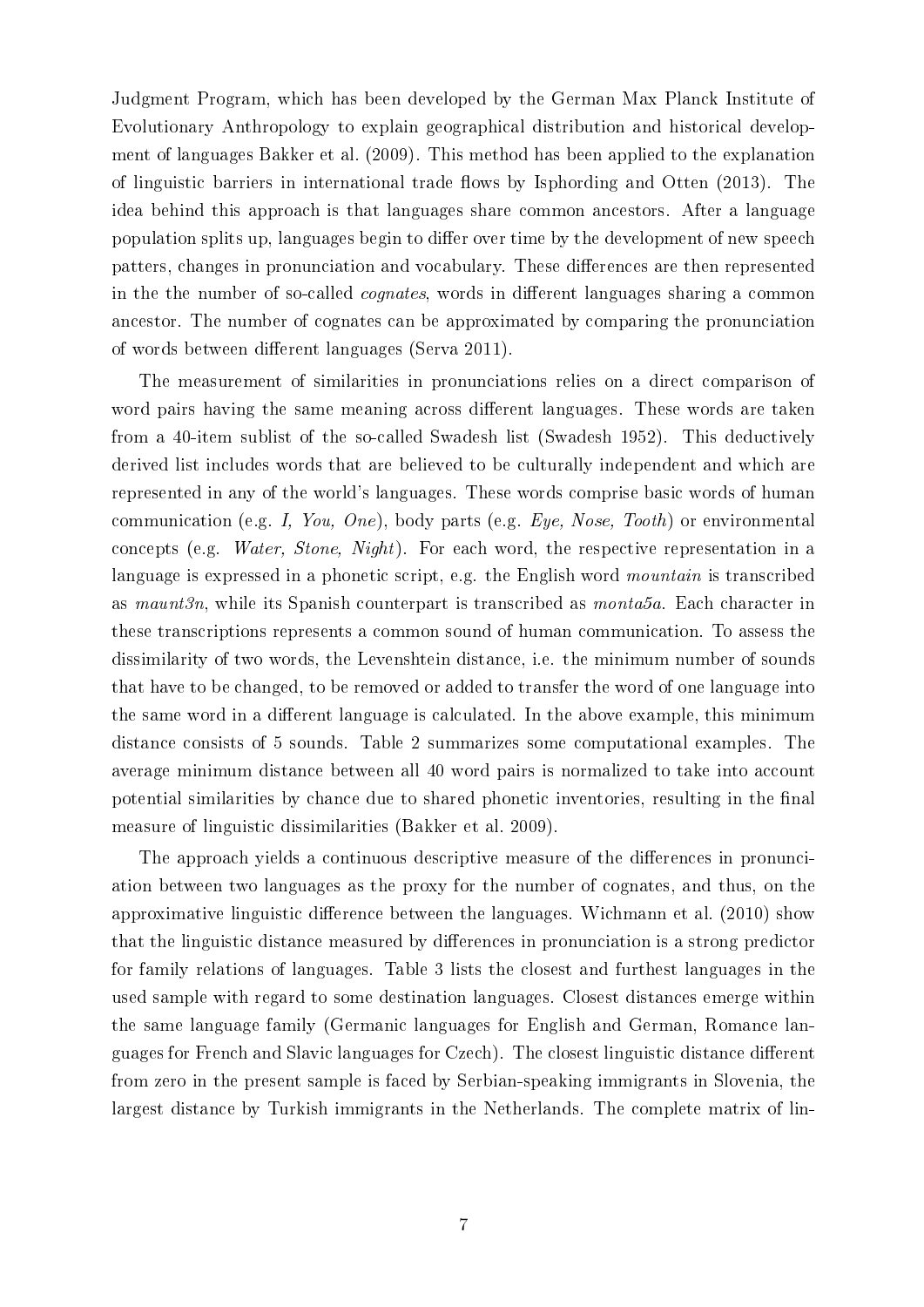Judgment Program, which has been developed by the German Max Planck Institute of Evolutionary Anthropology to explain geographical distribution and historical development of languages Bakker et al. (2009). This method has been applied to the explanation of linguistic barriers in international trade flows by Isphording and Otten (2013). The idea behind this approach is that languages share common ancestors. After a language population splits up, languages begin to differ over time by the development of new speech patters, changes in pronunciation and vocabulary. These differences are then represented in the the number of so-called *cognates*, words in different languages sharing a common ancestor. The number of cognates can be approximated by comparing the pronunciation of words between different languages (Serva 2011).

The measurement of similarities in pronunciations relies on a direct comparison of word pairs having the same meaning across different languages. These words are taken from a 40-item sublist of the so-called Swadesh list (Swadesh 1952). This deductively derived list includes words that are believed to be culturally independent and which are represented in any of the world's languages. These words comprise basic words of human communication (e.g. *I, You, One*), body parts (e.g. *Eye, Nose, Tooth*) or environmental concepts (e.g. *Water, Stone, Night*). For each word, the respective representation in a language is expressed in a phonetic script, e.g. the English word *mountain* is transcribed as *maunt3n*, while its Spanish counterpart is transcribed as *monta5a*. Each character in these transcriptions represents a common sound of human communication. To assess the dissimilarity of two words, the Levenshtein distance, i.e. the minimum number of sounds that have to be changed, to be removed or added to transfer the word of one language into the same word in a different language is calculated. In the above example, this minimum distance consists of 5 sounds. Table 2 summarizes some computational examples. The average minimum distance between all 40 word pairs is normalized to take into account potential similarities by chance due to shared phonetic inventories, resulting in the final measure of linguistic dissimilarities (Bakker et al. 2009).

The approach yields a continuous descriptive measure of the differences in pronunciation between two languages as the proxy for the number of cognates, and thus, on the approximative linguistic difference between the languages. Wichmann et al. (2010) show that the linguistic distance measured by differences in pronunciation is a strong predictor for family relations of languages. Table 3 lists the closest and furthest languages in the used sample with regard to some destination languages. Closest distances emerge within the same language family (Germanic languages for English and German, Romance languages for French and Slavic languages for Czech). The closest linguistic distance different from zero in the present sample is faced by Serbian-speaking immigrants in Slovenia, the largest distance by Turkish immigrants in the Netherlands. The complete matrix of lin-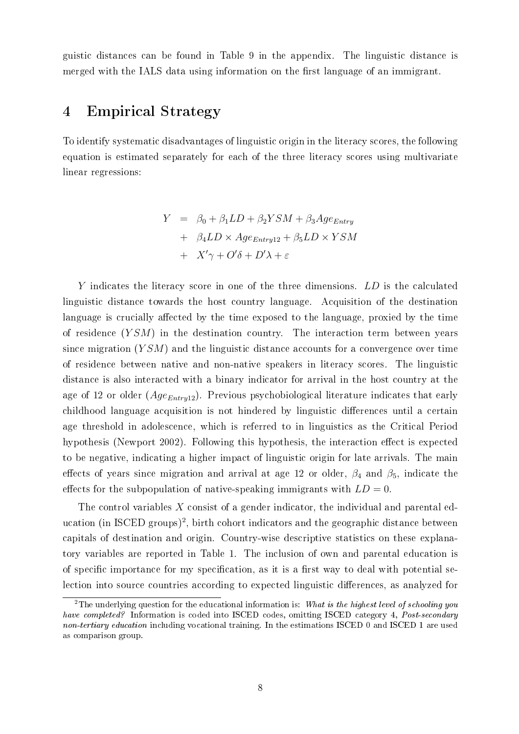guistic distances can be found in Table 9 in the appendix. The linguistic distance is merged with the IALS data using information on the first language of an immigrant.

# 4 Empirical Strategy

To identify systematic disadvantages of linguistic origin in the literacy scores, the following equation is estimated separately for each of the three literacy scores using multivariate linear regressions:

$$
\begin{aligned}
Y &= \beta_0 + \beta_1 LD + \beta_2 YSM + \beta_3 Age_{Entry} \\
&+ \beta_4 LD \times Age_{Entry12} + \beta_5 LD \times YSM \\
&+ X'\gamma + O'\delta + D'\lambda + \varepsilon
\end{aligned}
$$

$Y$ indicates the literacy score in one of the three dimensions. $LD$ is the calculated linguistic distance towards the host country language. Acquisition of the destination language is crucially affected by the time exposed to the language, proxied by the time of residence ($YSM$) in the destination country. The interaction term between years since migration ($YSM$) and the linguistic distance accounts for a convergence over time of residence between native and non-native speakers in literacy scores. The linguistic distance is also interacted with a binary indicator for arrival in the host country at the age of 12 or older ($Age_{Entry12}$). Previous psychobiological literature indicates that early childhood language acquisition is not hindered by linguistic differences until a certain age threshold in adolescence, which is referred to in linguistics as the Critical Period hypothesis (Newport 2002). Following this hypothesis, the interaction effect is expected to be negative, indicating a higher impact of linguistic origin for late arrivals. The main effects of years since migration and arrival at age 12 or older, $\beta_4$ and $\beta_5$, indicate the effects for the subpopulation of native-speaking immigrants with $LD = 0$.

The control variables $X$ consist of a gender indicator, the individual and parental education (in ISCED groups)[2], birth cohort indicators and the geographic distance between capitals of destination and origin. Country-wise descriptive statistics on these explanatory variables are reported in Table 1. The inclusion of own and parental education is of specific importance for my specification, as it is a first way to deal with potential selection into source countries according to expected linguistic differences, as analyzed for

[2] The underlying question for the educational information is: *What is the highest level of schooling you have completed?* Information is coded into ISCED codes, omitting ISCED category 4, *Post-secondary non-tertiary education* including vocational training. In the estimations ISCED 0 and ISCED 1 are used as comparison group.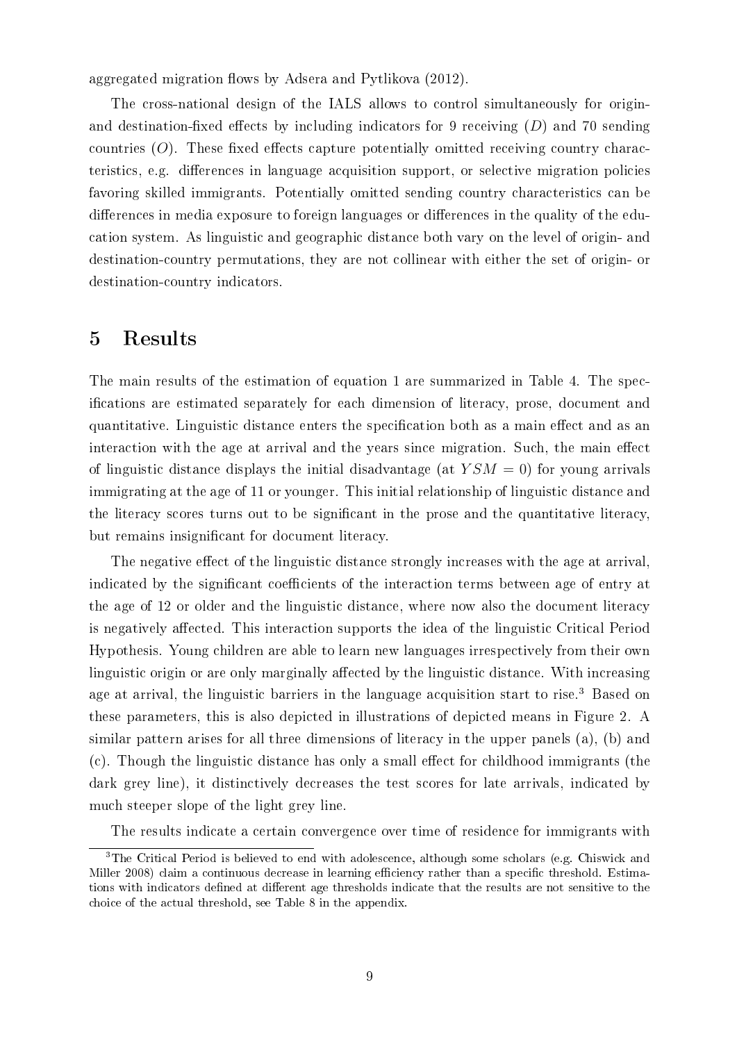aggregated migration flows by Adsera and Pytlikova (2012).

The cross-national design of the IALS allows to control simultaneously for origin- and destination-fixed effects by including indicators for 9 receiving ($D$) and 70 sending countries ($O$). These fixed effects capture potentially omitted receiving country characteristics, e.g. differences in language acquisition support, or selective migration policies favoring skilled immigrants. Potentially omitted sending country characteristics can be differences in media exposure to foreign languages or differences in the quality of the education system. As linguistic and geographic distance both vary on the level of origin- and destination-country permutations, they are not collinear with either the set of origin- or destination-country indicators.

# 5 Results

The main results of the estimation of equation 1 are summarized in Table 4. The specifications are estimated separately for each dimension of literacy, prose, document and quantitative. Linguistic distance enters the specification both as a main effect and as an interaction with the age at arrival and the years since migration. Such, the main effect of linguistic distance displays the initial disadvantage (at $YSM = 0$) for young arrivals immigrating at the age of 11 or younger. This initial relationship of linguistic distance and the literacy scores turns out to be significant in the prose and the quantitative literacy, but remains insignificant for document literacy.

The negative effect of the linguistic distance strongly increases with the age at arrival, indicated by the significant coefficients of the interaction terms between age of entry at the age of 12 or older and the linguistic distance, where now also the document literacy is negatively affected. This interaction supports the idea of the linguistic Critical Period Hypothesis. Young children are able to learn new languages irrespectively from their own linguistic origin or are only marginally affected by the linguistic distance. With increasing age at arrival, the linguistic barriers in the language acquisition start to rise.[3] Based on these parameters, this is also depicted in illustrations of depicted means in Figure 2. A similar pattern arises for all three dimensions of literacy in the upper panels (a), (b) and (c). Though the linguistic distance has only a small effect for childhood immigrants (the dark grey line), it distinctively decreases the test scores for late arrivals, indicated by much steeper slope of the light grey line.

The results indicate a certain convergence over time of residence for immigrants with

[3] The Critical Period is believed to end with adolescence, although some scholars (e.g. Chiswick and Miller 2008) claim a continuous decrease in learning efficiency rather than a specific threshold. Estimations with indicators defined at different age thresholds indicate that the results are not sensitive to the choice of the actual threshold, see Table 8 in the appendix.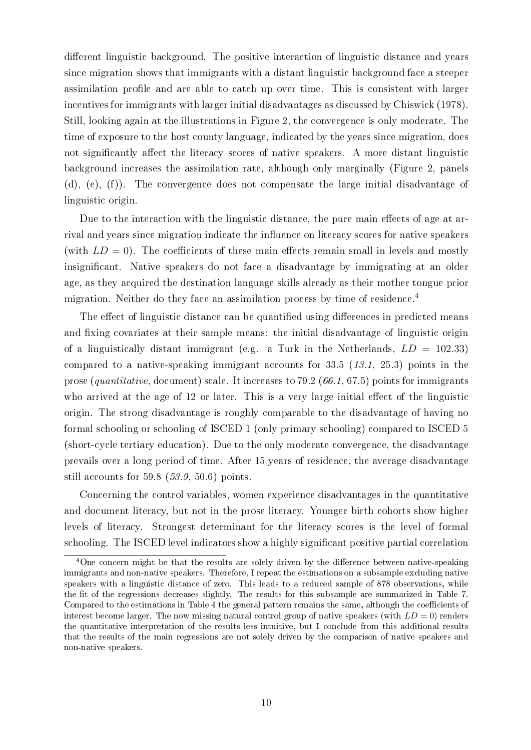different linguistic background. The positive interaction of linguistic distance and years since migration shows that immigrants with a distant linguistic background face a steeper assimilation profile and are able to catch up over time. This is consistent with larger incentives for immigrants with larger initial disadvantages as discussed by Chiswick (1978). Still, looking again at the illustrations in Figure 2, the convergence is only moderate. The time of exposure to the host county language, indicated by the years since migration, does not significantly affect the literacy scores of native speakers. A more distant linguistic background increases the assimilation rate, although only marginally (Figure 2, panels (d), (e), (f)). The convergence does not compensate the large initial disadvantage of linguistic origin.

Due to the interaction with the linguistic distance, the pure main effects of age at arrival and years since migration indicate the influence on literacy scores for native speakers (with $LD = 0$). The coefficients of these main effects remain small in levels and mostly insignificant. Native speakers do not face a disadvantage by immigrating at an older age, as they acquired the destination language skills already as their mother tongue prior migration. Neither do they face an assimilation process by time of residence.[4]

The effect of linguistic distance can be quantified using differences in predicted means and fixing covariates at their sample means: the initial disadvantage of linguistic origin of a linguistically distant immigrant (e.g. a Turk in the Netherlands, $LD = 102.33$) compared to a native-speaking immigrant accounts for 33.5 (*13.1*, 25.3) points in the prose (*quantitative*, document) scale. It increases to 79.2 (*66.1*, 67.5) points for immigrants who arrived at the age of 12 or later. This is a very large initial effect of the linguistic origin. The strong disadvantage is roughly comparable to the disadvantage of having no formal schooling or schooling of ISCED 1 (only primary schooling) compared to ISCED 5 (short-cycle tertiary education). Due to the only moderate convergence, the disadvantage prevails over a long period of time. After 15 years of residence, the average disadvantage still accounts for 59.8 (*53.9*, 50.6) points.

Concerning the control variables, women experience disadvantages in the quantitative and document literacy, but not in the prose literacy. Younger birth cohorts show higher levels of literacy. Strongest determinant for the literacy scores is the level of formal schooling. The ISCED level indicators show a highly significant positive partial correlation

[4] One concern might be that the results are solely driven by the difference between native-speaking immigrants and non-native speakers. Therefore, I repeat the estimations on a subsample excluding native speakers with a linguistic distance of zero. This leads to a reduced sample of 878 observations, while the fit of the regressions decreases slightly. The results for this subsample are summarized in Table 7. Compared to the estimations in Table 4 the general pattern remains the same, although the coefficients of interest become larger. The now missing natural control group of native speakers (with $LD = 0$) renders the quantitative interpretation of the results less intuitive, but I conclude from this additional results that the results of the main regressions are not solely driven by the comparison of native speakers and non-native speakers.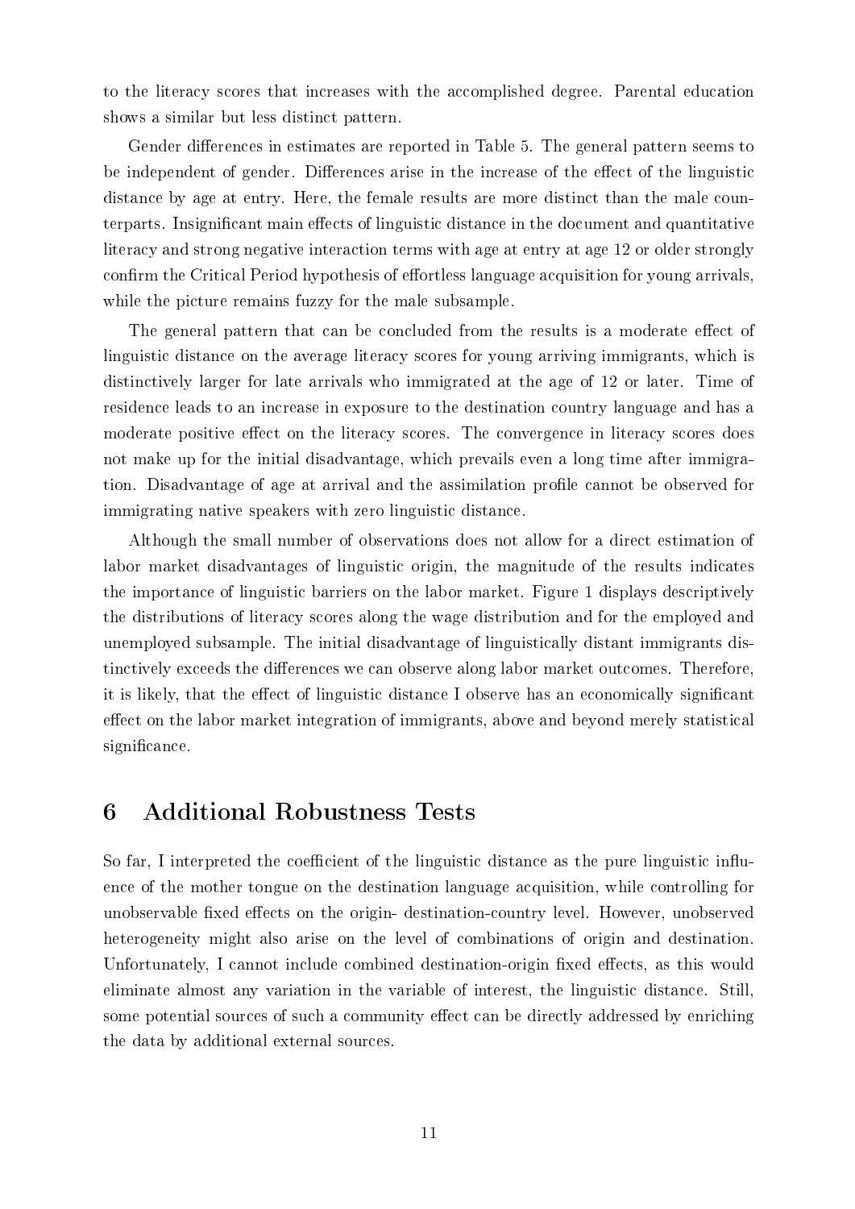to the literacy scores that increases with the accomplished degree. Parental education shows a similar but less distinct pattern.

Gender differences in estimates are reported in Table 5. The general pattern seems to be independent of gender. Differences arise in the increase of the effect of the linguistic distance by age at entry. Here, the female results are more distinct than the male counterparts. Insignificant main effects of linguistic distance in the document and quantitative literacy and strong negative interaction terms with age at entry at age 12 or older strongly confirm the Critical Period hypothesis of effortless language acquisition for young arrivals, while the picture remains fuzzy for the male subsample.

The general pattern that can be concluded from the results is a moderate effect of linguistic distance on the average literacy scores for young arriving immigrants, which is distinctively larger for late arrivals who immigrated at the age of 12 or later. Time of residence leads to an increase in exposure to the destination country language and has a moderate positive effect on the literacy scores. The convergence in literacy scores does not make up for the initial disadvantage, which prevails even a long time after immigration. Disadvantage of age at arrival and the assimilation profile cannot be observed for immigrating native speakers with zero linguistic distance.

Although the small number of observations does not allow for a direct estimation of labor market disadvantages of linguistic origin, the magnitude of the results indicates the importance of linguistic barriers on the labor market. Figure 1 displays descriptively the distributions of literacy scores along the wage distribution and for the employed and unemployed subsample. The initial disadvantage of linguistically distant immigrants distinctively exceeds the differences we can observe along labor market outcomes. Therefore, it is likely, that the effect of linguistic distance I observe has an economically significant effect on the labor market integration of immigrants, above and beyond merely statistical significance.

# 6 Additional Robustness Tests

So far, I interpreted the coefficient of the linguistic distance as the pure linguistic influence of the mother tongue on the destination language acquisition, while controlling for unobservable fixed effects on the origin- destination-country level. However, unobserved heterogeneity might also arise on the level of combinations of origin and destination. Unfortunately, I cannot include combined destination-origin fixed effects, as this would eliminate almost any variation in the variable of interest, the linguistic distance. Still, some potential sources of such a community effect can be directly addressed by enriching the data by additional external sources.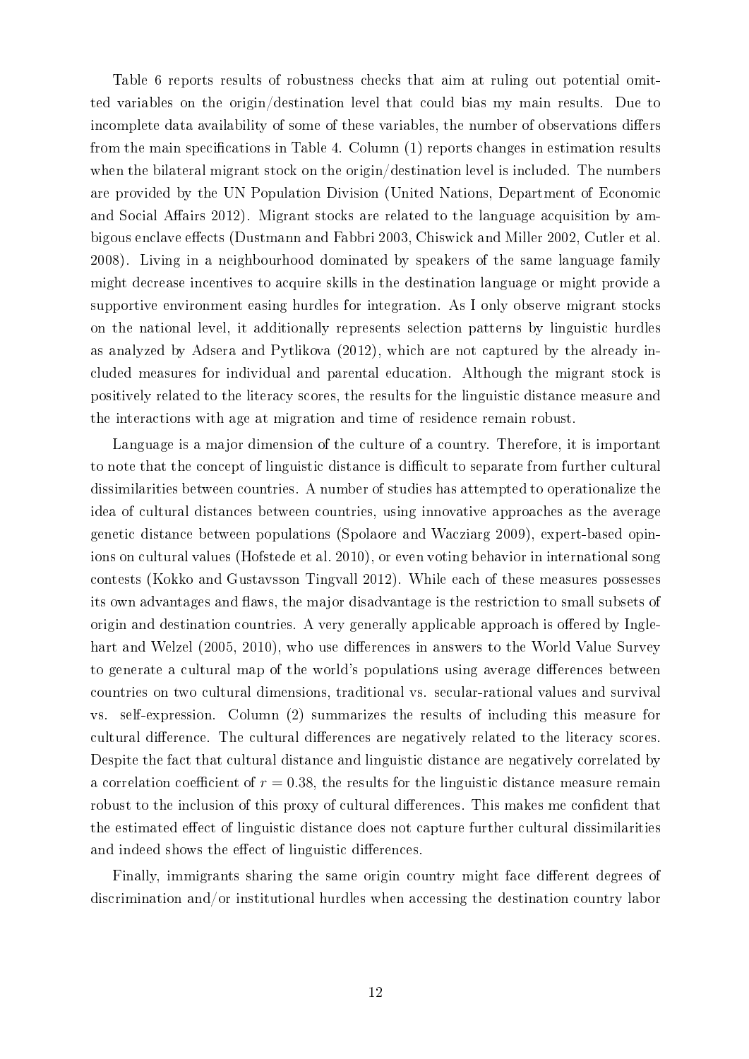Table 6 reports results of robustness checks that aim at ruling out potential omitted variables on the origin/destination level that could bias my main results. Due to incomplete data availability of some of these variables, the number of observations differs from the main specifications in Table 4. Column (1) reports changes in estimation results when the bilateral migrant stock on the origin/destination level is included. The numbers are provided by the UN Population Division (United Nations, Department of Economic and Social Affairs 2012). Migrant stocks are related to the language acquisition by ambigous enclave effects (Dustmann and Fabbri 2003, Chiswick and Miller 2002, Cutler et al. 2008). Living in a neighbourhood dominated by speakers of the same language family might decrease incentives to acquire skills in the destination language or might provide a supportive environment easing hurdles for integration. As I only observe migrant stocks on the national level, it additionally represents selection patterns by linguistic hurdles as analyzed by Adsera and Pytlikova (2012), which are not captured by the already included measures for individual and parental education. Although the migrant stock is positively related to the literacy scores, the results for the linguistic distance measure and the interactions with age at migration and time of residence remain robust.

Language is a major dimension of the culture of a country. Therefore, it is important to note that the concept of linguistic distance is difficult to separate from further cultural dissimilarities between countries. A number of studies has attempted to operationalize the idea of cultural distances between countries, using innovative approaches as the average genetic distance between populations (Spolaore and Wacziarg 2009), expert-based opinions on cultural values (Hofstede et al. 2010), or even voting behavior in international song contests (Kokko and Gustavsson Tingvall 2012). While each of these measures possesses its own advantages and flaws, the major disadvantage is the restriction to small subsets of origin and destination countries. A very generally applicable approach is offered by Inglehart and Welzel (2005, 2010), who use differences in answers to the World Value Survey to generate a cultural map of the world's populations using average differences between countries on two cultural dimensions, traditional vs. secular-rational values and survival vs. self-expression. Column (2) summarizes the results of including this measure for cultural difference. The cultural differences are negatively related to the literacy scores. Despite the fact that cultural distance and linguistic distance are negatively correlated by a correlation coefficient of $r = 0.38$, the results for the linguistic distance measure remain robust to the inclusion of this proxy of cultural differences. This makes me confident that the estimated effect of linguistic distance does not capture further cultural dissimilarities and indeed shows the effect of linguistic differences.

Finally, immigrants sharing the same origin country might face different degrees of discrimination and/or institutional hurdles when accessing the destination country labor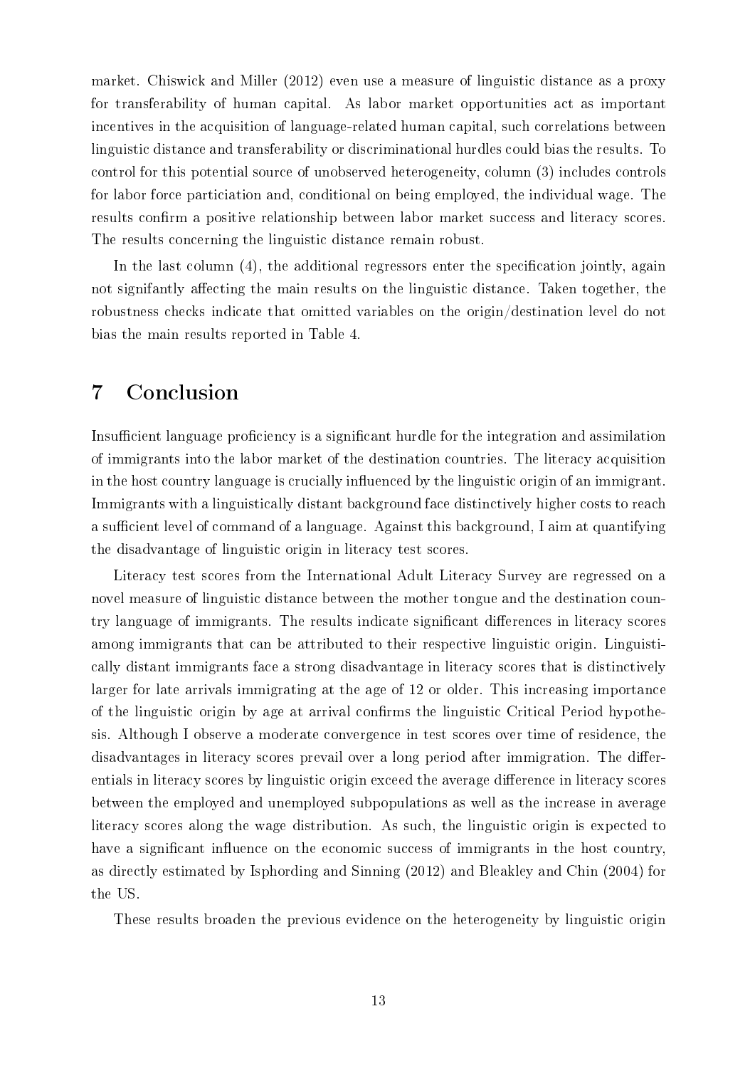market. Chiswick and Miller (2012) even use a measure of linguistic distance as a proxy for transferability of human capital. As labor market opportunities act as important incentives in the acquisition of language-related human capital, such correlations between linguistic distance and transferability or discriminational hurdles could bias the results. To control for this potential source of unobserved heterogeneity, column (3) includes controls for labor force particiation and, conditional on being employed, the individual wage. The results confirm a positive relationship between labor market success and literacy scores. The results concerning the linguistic distance remain robust.

In the last column (4), the additional regressors enter the specification jointly, again not signifantly affecting the main results on the linguistic distance. Taken together, the robustness checks indicate that omitted variables on the origin/destination level do not bias the main results reported in Table 4.

# 7 Conclusion

Insufficient language proficiency is a significant hurdle for the integration and assimilation of immigrants into the labor market of the destination countries. The literacy acquisition in the host country language is crucially influenced by the linguistic origin of an immigrant. Immigrants with a linguistically distant background face distinctively higher costs to reach a sufficient level of command of a language. Against this background, I aim at quantifying the disadvantage of linguistic origin in literacy test scores.

Literacy test scores from the International Adult Literacy Survey are regressed on a novel measure of linguistic distance between the mother tongue and the destination country language of immigrants. The results indicate significant differences in literacy scores among immigrants that can be attributed to their respective linguistic origin. Linguistically distant immigrants face a strong disadvantage in literacy scores that is distinctively larger for late arrivals immigrating at the age of 12 or older. This increasing importance of the linguistic origin by age at arrival confirms the linguistic Critical Period hypothesis. Although I observe a moderate convergence in test scores over time of residence, the disadvantages in literacy scores prevail over a long period after immigration. The differentials in literacy scores by linguistic origin exceed the average difference in literacy scores between the employed and unemployed subpopulations as well as the increase in average literacy scores along the wage distribution. As such, the linguistic origin is expected to have a significant influence on the economic success of immigrants in the host country, as directly estimated by Isphording and Sinning (2012) and Bleakley and Chin (2004) for the US.

These results broaden the previous evidence on the heterogeneity by linguistic origin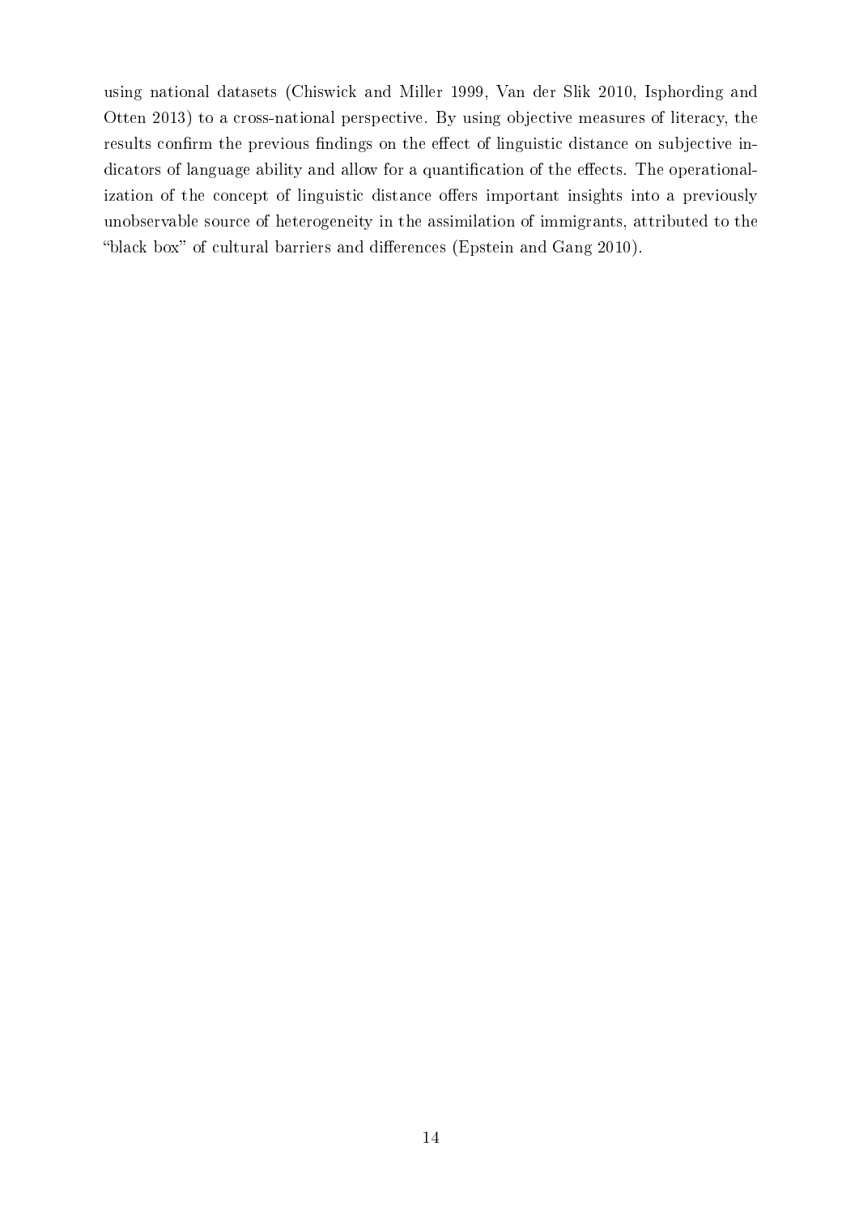using national datasets (Chiswick and Miller 1999, Van der Slik 2010, Isphording and Otten 2013) to a cross-national perspective. By using objective measures of literacy, the results confirm the previous findings on the effect of linguistic distance on subjective indicators of language ability and allow for a quantification of the effects. The operationalization of the concept of linguistic distance offers important insights into a previously unobservable source of heterogeneity in the assimilation of immigrants, attributed to the "black box" of cultural barriers and differences (Epstein and Gang 2010).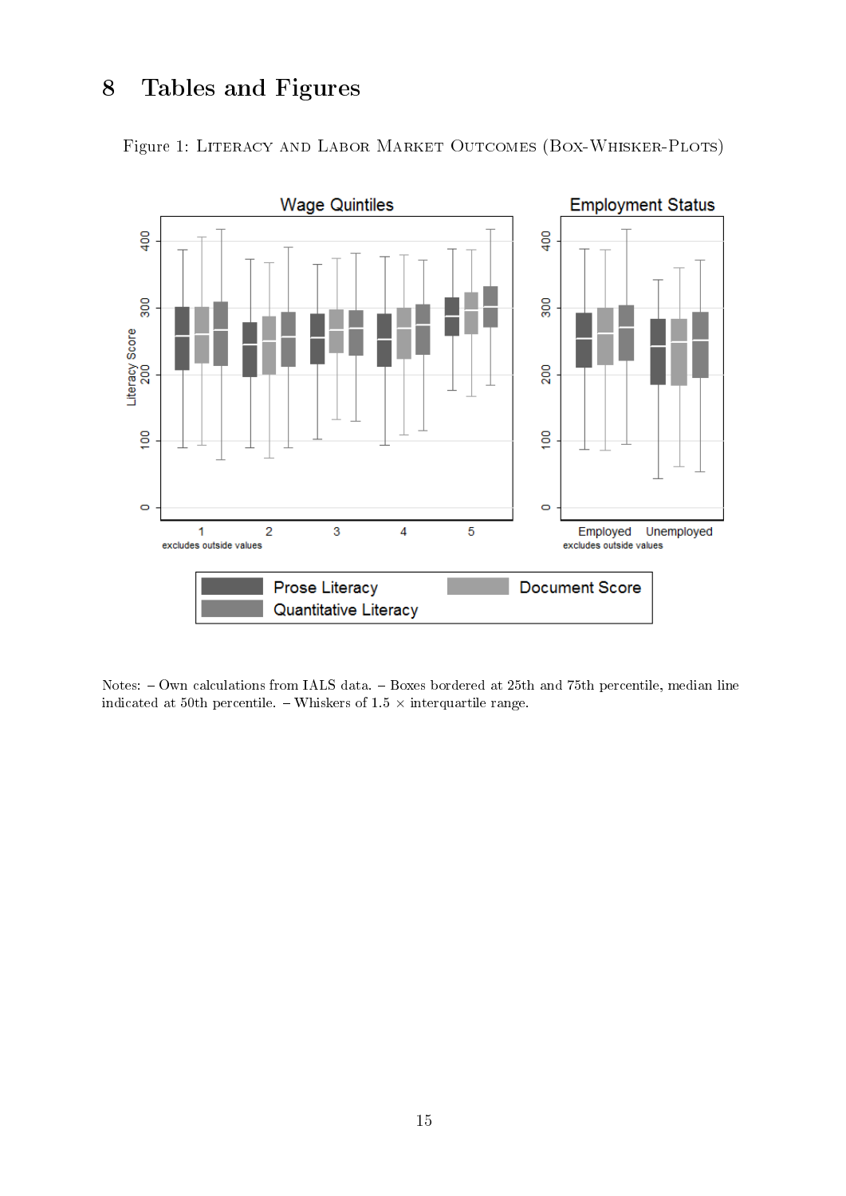# 8 Tables and Figures

Figure 1: Literacy and Labor Market Outcomes (Box-Whisker-Plots)

Notes: – Own calculations from IALS data. – Boxes bordered at 25th and 75th percentile, median line indicated at 50th percentile. – Whiskers of 1.5 $\times$ interquartile range.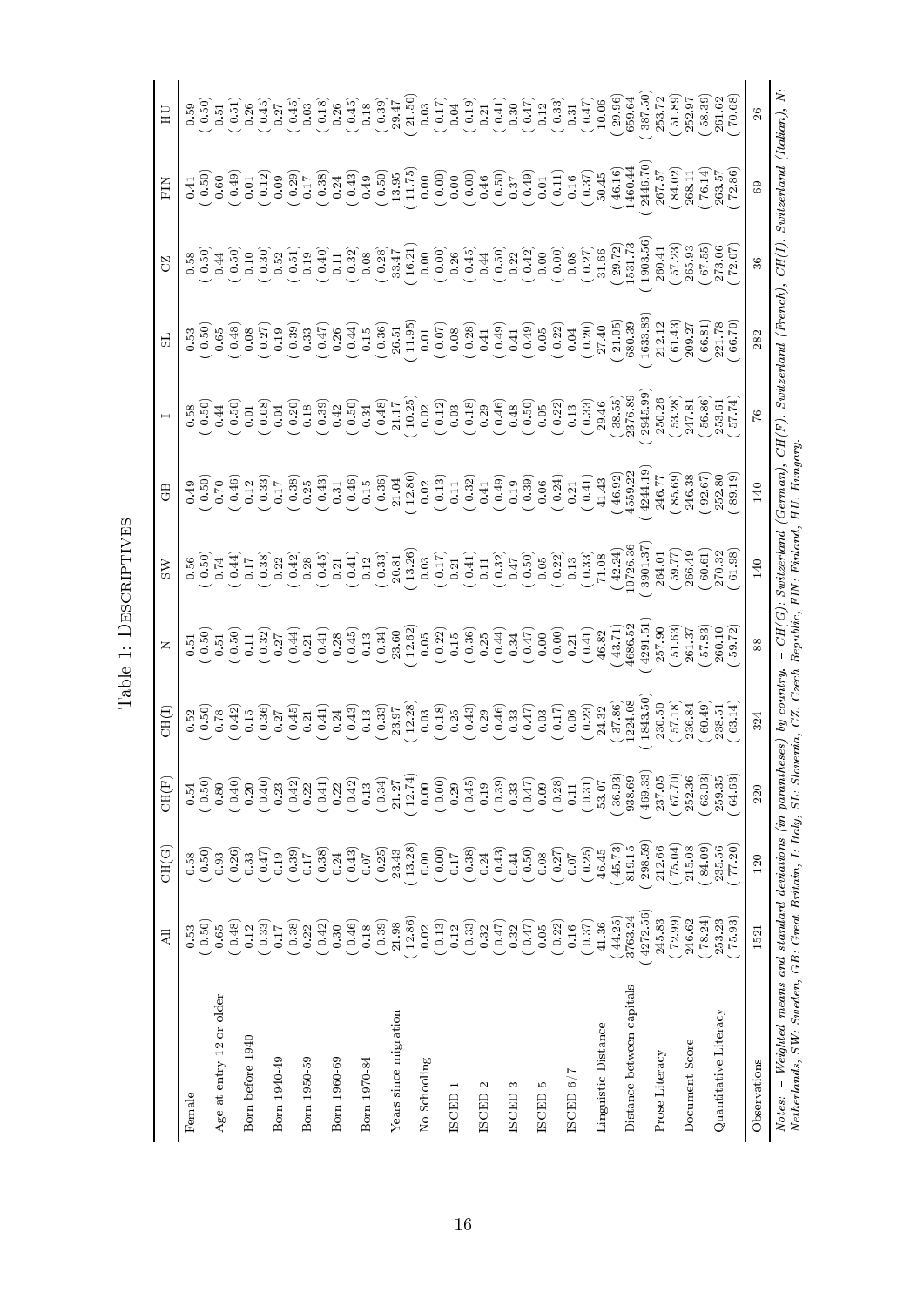# Table 1: Descriptives

| | All | CH(G) | CH(F) | CH(I) | N | SW | GB | I | SL | CZ | FIN | HU |
|---|---|---|---|---|---|---|---|---|---|---|---|---|
| Female | 0.53 | 0.58 | 0.54 | 0.52 | 0.51 | 0.56 | 0.49 | 0.58 | 0.53 | 0.58 | 0.41 | 0.59 |
| | (0.50) | (0.50) | (0.50) | (0.50) | (0.50) | (0.50) | (0.50) | (0.50) | (0.50) | (0.50) | (0.50) | (0.50) |
| Age at entry 12 or older | 0.65 | 0.93 | 0.80 | 0.78 | 0.51 | 0.74 | 0.70 | 0.44 | 0.65 | 0.44 | 0.60 | 0.51 |
| | (0.48) | (0.26) | (0.40) | (0.42) | (0.50) | (0.44) | (0.46) | (0.50) | (0.48) | (0.50) | (0.49) | (0.51) |
| Born before 1940 | 0.12 | 0.33 | 0.20 | 0.15 | 0.11 | 0.17 | 0.12 | 0.01 | 0.08 | 0.10 | 0.01 | 0.26 |
| | (0.33) | (0.47) | (0.40) | (0.36) | (0.32) | (0.38) | (0.33) | (0.08) | (0.27) | (0.30) | (0.12) | (0.45) |
| Born 1940-49 | 0.17 | 0.19 | 0.23 | 0.27 | 0.27 | 0.22 | 0.17 | 0.04 | 0.19 | 0.52 | 0.09 | 0.27 |
| | (0.38) | (0.39) | (0.42) | (0.45) | (0.44) | (0.42) | (0.38) | (0.20) | (0.39) | (0.51) | (0.29) | (0.45) |
| Born 1950-59 | 0.22 | 0.17 | 0.22 | 0.21 | 0.21 | 0.28 | 0.25 | 0.18 | 0.33 | 0.19 | 0.17 | 0.03 |
| | (0.42) | (0.38) | (0.41) | (0.41) | (0.41) | (0.45) | (0.43) | (0.39) | (0.47) | (0.40) | (0.38) | (0.18) |
| Born 1960-69 | 0.30 | 0.24 | 0.22 | 0.24 | 0.28 | 0.21 | 0.31 | 0.42 | 0.26 | 0.11 | 0.24 | 0.26 |
| | (0.46) | (0.43) | (0.42) | (0.43) | (0.45) | (0.41) | (0.46) | (0.50) | (0.44) | (0.32) | (0.43) | (0.45) |
| Born 1970-84 | 0.18 | 0.07 | 0.13 | 0.13 | 0.13 | 0.12 | 0.15 | 0.34 | 0.15 | 0.08 | 0.49 | 0.18 |
| | (0.39) | (0.25) | (0.34) | (0.33) | (0.34) | (0.33) | (0.36) | (0.48) | (0.36) | (0.28) | (0.50) | (0.39) |
| Years since migration | 21.98 | 23.43 | 21.27 | 23.97 | 23.60 | 20.81 | 21.04 | 21.17 | 26.51 | 33.47 | 13.95 | 29.47 |
| | (12.86) | (13.28) | (12.74) | (12.28) | (12.62) | (13.26) | (12.80) | (10.25) | (11.95) | (16.21) | (11.75) | (21.50) |
| No Schooling | 0.02 | 0.00 | 0.00 | 0.03 | 0.05 | 0.03 | 0.02 | 0.02 | 0.01 | 0.00 | 0.00 | 0.03 |
| | (0.13) | (0.00) | (0.00) | (0.18) | (0.22) | (0.17) | (0.13) | (0.12) | (0.07) | (0.00) | (0.00) | (0.17) |
| ISCED 1 | 0.12 | 0.17 | 0.29 | 0.25 | 0.15 | 0.21 | 0.11 | 0.03 | 0.08 | 0.26 | 0.00 | 0.04 |
| | (0.33) | (0.38) | (0.45) | (0.43) | (0.36) | (0.41) | (0.32) | (0.18) | (0.28) | (0.45) | (0.00) | (0.19) |
| ISCED 2 | 0.32 | 0.24 | 0.19 | 0.29 | 0.25 | 0.11 | 0.41 | 0.29 | 0.41 | 0.44 | 0.46 | 0.21 |
| | (0.47) | (0.43) | (0.39) | (0.46) | (0.44) | (0.32) | (0.49) | (0.46) | (0.49) | (0.50) | (0.50) | (0.41) |
| ISCED 3 | 0.32 | 0.44 | 0.33 | 0.33 | 0.34 | 0.47 | 0.19 | 0.48 | 0.41 | 0.22 | 0.37 | 0.30 |
| | (0.47) | (0.50) | (0.47) | (0.47) | (0.47) | (0.50) | (0.39) | (0.50) | (0.49) | (0.42) | (0.49) | (0.47) |
| ISCED 5 | 0.05 | 0.08 | 0.09 | 0.03 | 0.00 | 0.05 | 0.06 | 0.05 | 0.05 | 0.00 | 0.01 | 0.12 |
| | (0.22) | (0.27) | (0.28) | (0.17) | (0.00) | (0.22) | (0.24) | (0.22) | (0.22) | (0.00) | (0.11) | (0.33) |
| ISCED 6/7 | 0.16 | 0.07 | 0.11 | 0.06 | 0.21 | 0.13 | 0.21 | 0.13 | 0.04 | 0.08 | 0.16 | 0.31 |
| | (0.37) | (0.25) | (0.31) | (0.23) | (0.41) | (0.33) | (0.41) | (0.33) | (0.20) | (0.27) | (0.37) | (0.47) |
| Linguistic Distance | 41.36 | 46.45 | 53.07 | 24.32 | 46.82 | 71.08 | 41.43 | 29.46 | 27.40 | 31.66 | 50.45 | 10.06 |
| | (44.25) | (45.73) | (36.93) | (37.86) | (43.71) | (42.24) | (46.92) | (38.55) | (21.05) | (29.72) | (46.16) | (29.96) |
| Distance between capitals | 3763.24 | 819.15 | 938.69 | 1224.08 | 4686.52 | 10726.36 | 4559.22 | 2376.89 | 680.39 | 1531.73 | 1460.44 | 659.64 |
| | (4272.56) | (298.59) | (469.33) | (1843.50) | (4291.51) | (3901.37) | (4244.19) | (2945.99) | (1633.83) | (1903.56) | (2446.70) | (387.50) |
| Prose Literacy | 245.83 | 212.66 | 237.05 | 230.50 | 257.90 | 264.01 | 246.77 | 250.26 | 212.12 | 260.41 | 267.57 | 253.72 |
| | (72.99) | (75.04) | (67.70) | (57.18) | (51.63) | (59.77) | (85.69) | (53.28) | (61.43) | (57.23) | (84.02) | (51.89) |
| Document Score | 246.62 | 215.08 | 252.36 | 236.84 | 261.37 | 266.49 | 246.38 | 247.81 | 209.27 | 265.93 | 268.11 | 252.97 |
| | (78.24) | (84.09) | (63.03) | (60.49) | (57.83) | (60.61) | (92.67) | (56.86) | (66.81) | (67.55) | (76.14) | (58.39) |
| Quantitative Literacy | 253.23 | 235.56 | 259.35 | 238.51 | 260.10 | 270.32 | 252.80 | 253.61 | 221.78 | 273.06 | 263.57 | 261.62 |
| | (75.93) | (77.20) | (64.63) | (63.14) | (59.72) | (61.98) | (89.19) | (57.74) | (66.70) | (72.07) | (72.86) | (70.68) |
| Observations | 1521 | 120 | 220 | 324 | 88 | 140 | 140 | 76 | 282 | 36 | 69 | 26 |

*Notes: – Weighted means and standard deviations (in parentheses) by country. – CH(G): Switzerland (German), CH(F): Switzerland (French), CH(I): Switzerland (Italian), N: Netherlands, SW: Sweden, GB: Great Britain, I: Italy, SL: Slovenia, CZ: Czech Republic, FIN: Finland, HU: Hungary.*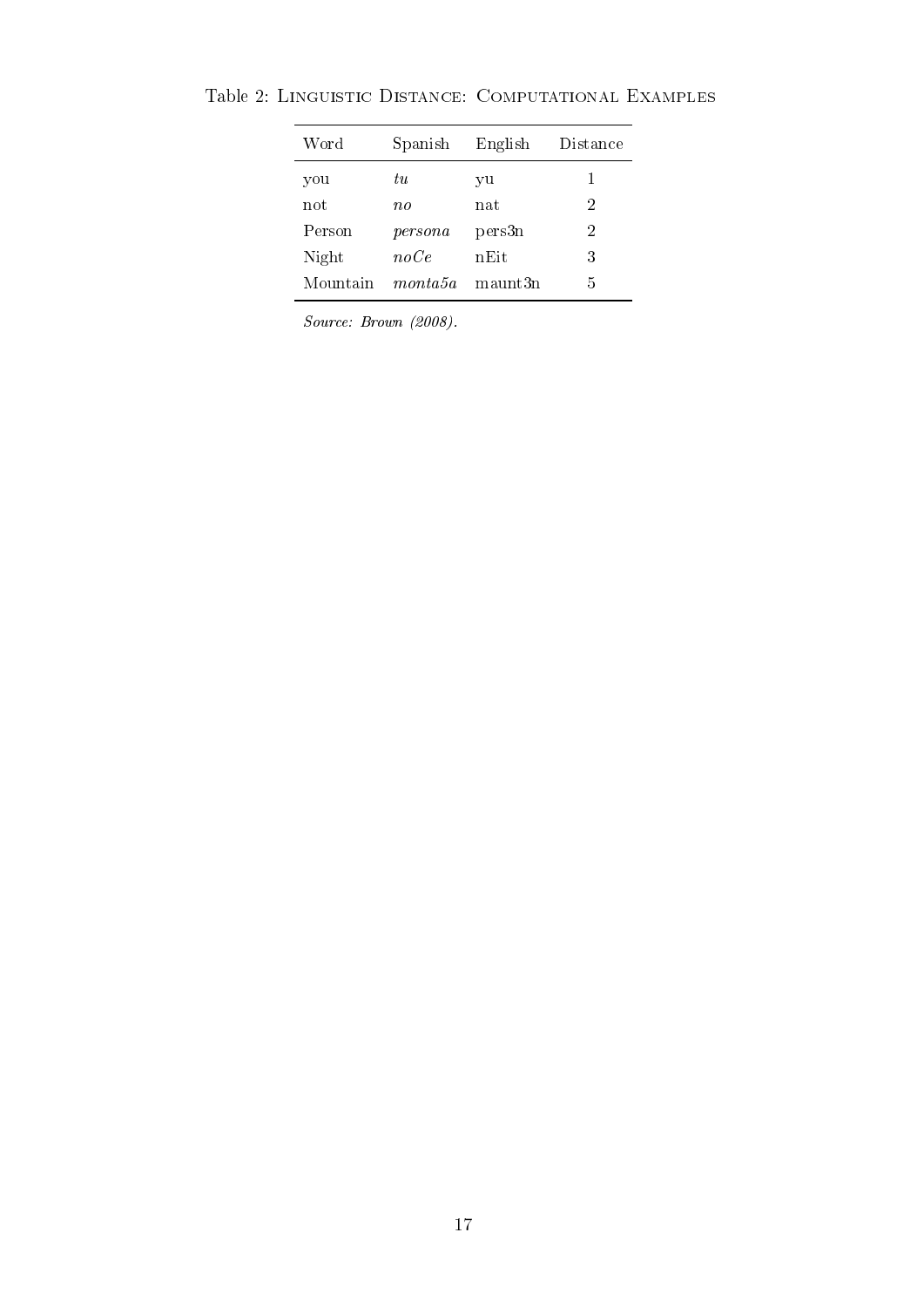Table 2: Linguistic Distance: Computational Examples

| Word | Spanish | English | Distance |
|---|---|---|---|
| you | *tu* | yu | 1 |
| not | *no* | nat | 2 |
| Person | *persona* | pers3n | 2 |
| Night | *noCe* | nEit | 3 |
| Mountain | *monta5a* | maunt3n | 5 |

*Source: Brown (2008).*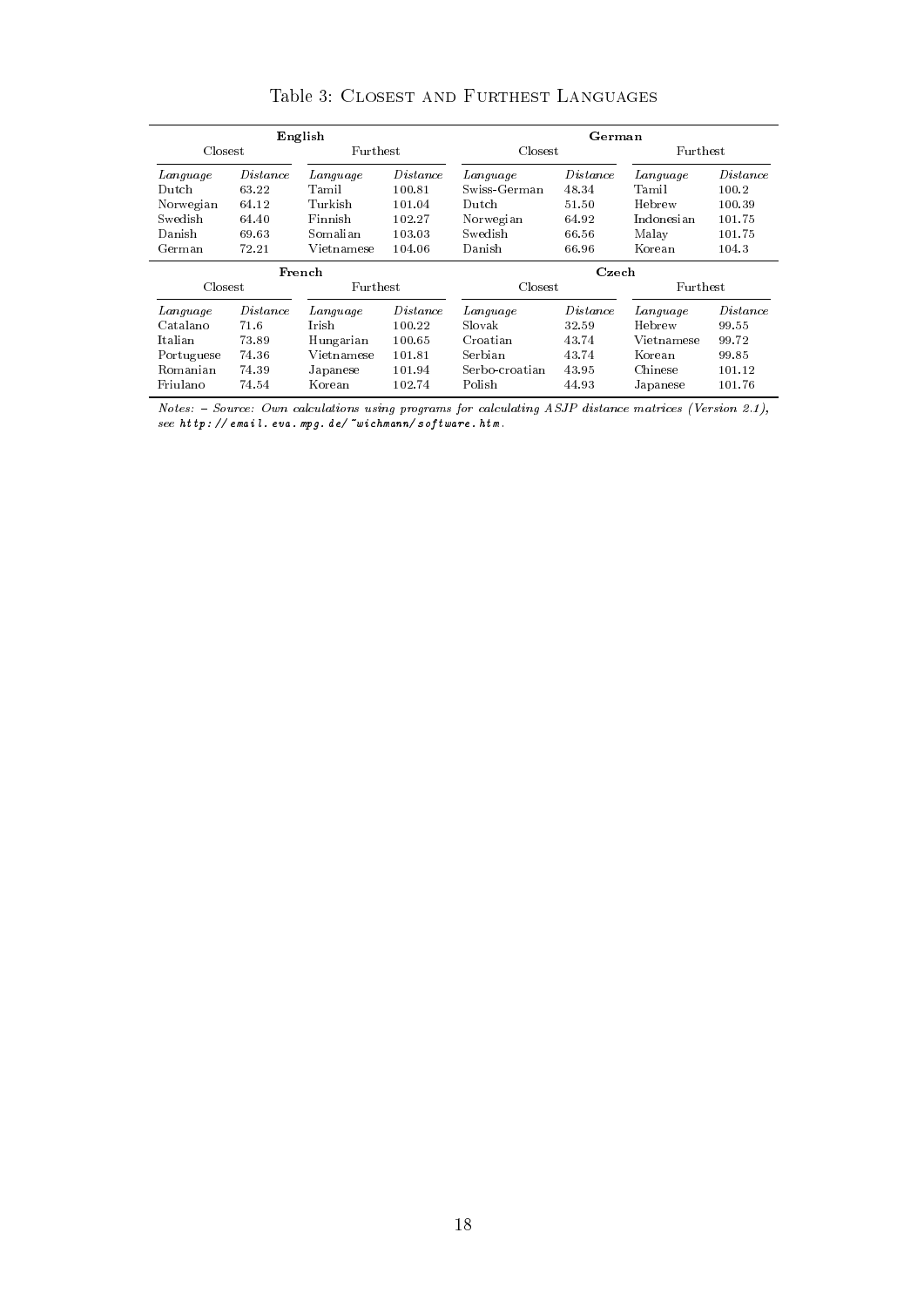Table 3: Closest and Furthest Languages

| **English** | | | | **German** | | | |
|---|---|---|---|---|---|---|---|
| Closest | | Furthest | | Closest | | Furthest | |
| *Language* | *Distance* | *Language* | *Distance* | *Language* | *Distance* | *Language* | *Distance* |
| Dutch | 63.22 | Tamil | 100.81 | Swiss-German | 48.34 | Tamil | 100.2 |
| Norwegian | 64.12 | Turkish | 101.04 | Dutch | 51.50 | Hebrew | 100.39 |
| Swedish | 64.40 | Finnish | 102.27 | Norwegian | 64.92 | Indonesian | 101.75 |
| Danish | 69.63 | Somalian | 103.03 | Swedish | 66.56 | Malay | 101.75 |
| German | 72.21 | Vietnamese | 104.06 | Danish | 66.96 | Korean | 104.3 |
| **French** | | | | **Czech** | | | |
| Closest | | Furthest | | Closest | | Furthest | |
| *Language* | *Distance* | *Language* | *Distance* | *Language* | *Distance* | *Language* | *Distance* |
| Catalano | 71.6 | Irish | 100.22 | Slovak | 32.59 | Hebrew | 99.55 |
| Italian | 73.89 | Hungarian | 100.65 | Croatian | 43.74 | Vietnamese | 99.72 |
| Portuguese | 74.36 | Vietnamese | 101.81 | Serbian | 43.74 | Korean | 99.85 |
| Romanian | 74.39 | Japanese | 101.94 | Serbo-croatian | 43.95 | Chinese | 101.12 |
| Friulano | 74.54 | Korean | 102.74 | Polish | 44.93 | Japanese | 101.76 |

*Notes: – Source: Own calculations using programs for calculating ASJP distance matrices (Version 2.1), see* `http://email.eva.mpg.de/~wichmann/software.htm`.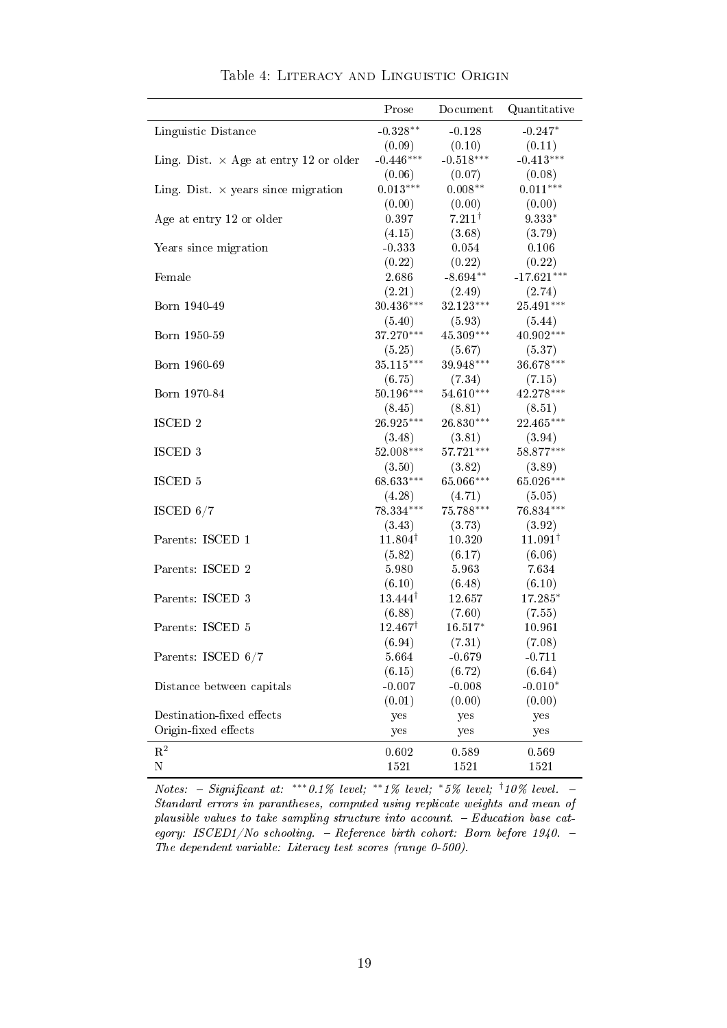Table 4: Literacy and Linguistic Origin

| | Prose | Document | Quantitative |
|---|---|---|---|
| Linguistic Distance | -0.328** | -0.128 | -0.247* |
| | (0.09) | (0.10) | (0.11) |
| Ling. Dist. × Age at entry 12 or older | -0.446*** | -0.518*** | -0.413*** |
| | (0.06) | (0.07) | (0.08) |
| Ling. Dist. × years since migration | 0.013*** | 0.008** | 0.011*** |
| | (0.00) | (0.00) | (0.00) |
| Age at entry 12 or older | 0.397 | 7.211† | 9.333* |
| | (4.15) | (3.68) | (3.79) |
| Years since migration | -0.333 | 0.054 | 0.106 |
| | (0.22) | (0.22) | (0.22) |
| Female | 2.686 | -8.694** | -17.621*** |
| | (2.21) | (2.49) | (2.74) |
| Born 1940-49 | 30.436*** | 32.123*** | 25.491*** |
| | (5.40) | (5.93) | (5.44) |
| Born 1950-59 | 37.270*** | 45.309*** | 40.902*** |
| | (5.25) | (5.67) | (5.37) |
| Born 1960-69 | 35.115*** | 39.948*** | 36.678*** |
| | (6.75) | (7.34) | (7.15) |
| Born 1970-84 | 50.196*** | 54.610*** | 42.278*** |
| | (8.45) | (8.81) | (8.51) |
| ISCED 2 | 26.925*** | 26.830*** | 22.465*** |
| | (3.48) | (3.81) | (3.94) |
| ISCED 3 | 52.008*** | 57.721*** | 58.877*** |
| | (3.50) | (3.82) | (3.89) |
| ISCED 5 | 68.633*** | 65.066*** | 65.026*** |
| | (4.28) | (4.71) | (5.05) |
| ISCED 6/7 | 78.334*** | 75.788*** | 76.834*** |
| | (3.43) | (3.73) | (3.92) |
| Parents: ISCED 1 | 11.804† | 10.320 | 11.091† |
| | (5.82) | (6.17) | (6.06) |
| Parents: ISCED 2 | 5.980 | 5.963 | 7.634 |
| | (6.10) | (6.48) | (6.10) |
| Parents: ISCED 3 | 13.444† | 12.657 | 17.285* |
| | (6.88) | (7.60) | (7.55) |
| Parents: ISCED 5 | 12.467† | 16.517* | 10.961 |
| | (6.94) | (7.31) | (7.08) |
| Parents: ISCED 6/7 | 5.664 | -0.679 | -0.711 |
| | (6.15) | (6.72) | (6.64) |
| Distance between capitals | -0.007 | -0.008 | -0.010* |
| | (0.01) | (0.00) | (0.00) |
| Destination-fixed effects | yes | yes | yes |
| Origin-fixed effects | yes | yes | yes |
| $R^2$ | 0.602 | 0.589 | 0.569 |
| N | 1521 | 1521 | 1521 |

*Notes: – Significant at: \*\*\*0.1% level; \*\*1% level; \*5% level; †10% level. – Standard errors in parantheses, computed using replicate weights and mean of plausible values to take sampling structure into account. – Education base category: ISCED1/No schooling. – Reference birth cohort: Born before 1940. – The dependent variable: Literacy test scores (range 0-500).*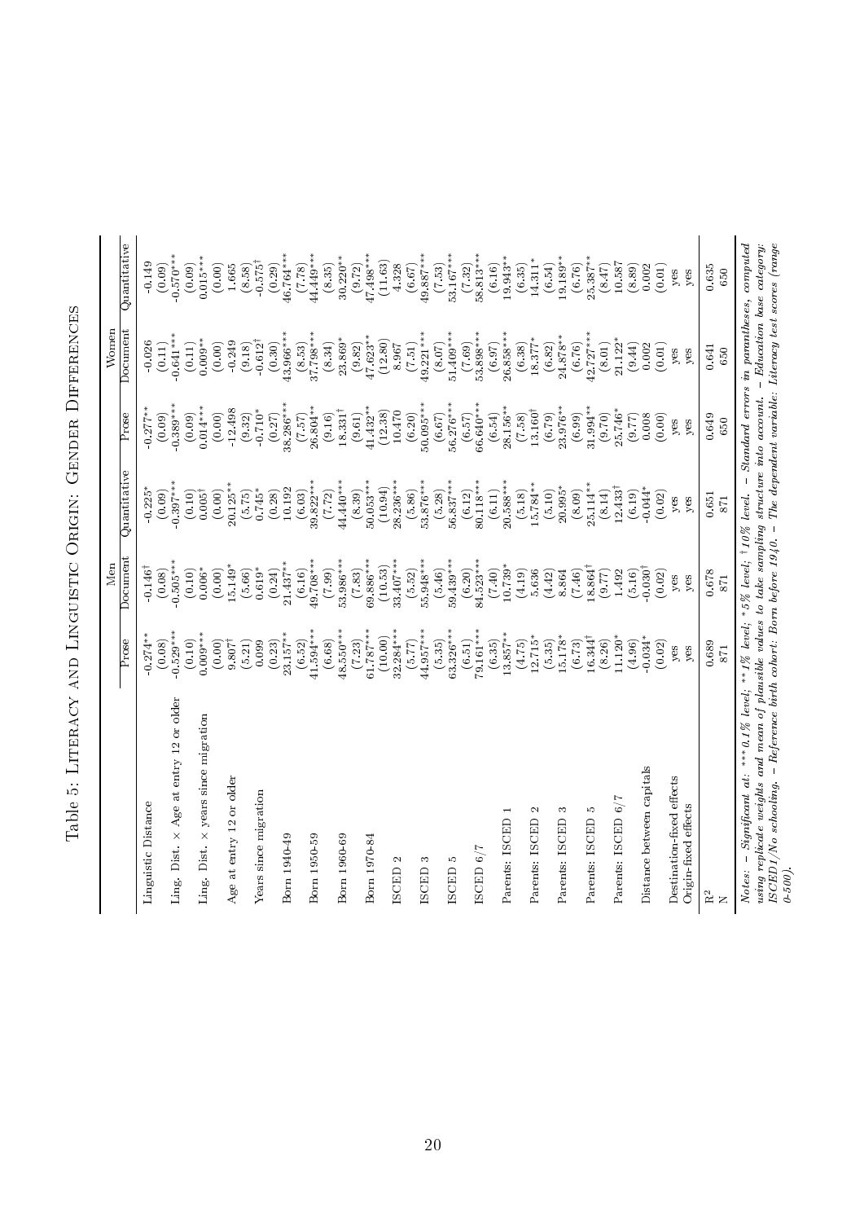# Table 5: Literacy and Linguistic Origin: Gender Differences

| | Men | | | Women | | |
|---|---|---|---|---|---|---|
| | Prose | Document | Quantitative | Prose | Document | Quantitative |
| Linguistic Distance | -0.274** | -0.146† | -0.225* | -0.277** | -0.026 | -0.149 |
| | (0.08) | (0.08) | (0.09) | (0.09) | (0.11) | (0.09) |
| Ling. Dist. × Age at entry 12 or older | -0.529*** | -0.505*** | -0.397*** | -0.389*** | -0.641*** | -0.570*** |
| | (0.10) | (0.10) | (0.10) | (0.09) | (0.11) | (0.09) |
| Ling. Dist. × years since migration | 0.009*** | 0.006* | 0.005† | 0.014*** | 0.009** | 0.015*** |
| | (0.00) | (0.00) | (0.00) | (0.00) | (0.00) | (0.00) |
| Age at entry 12 or older | 9.807† | 15.149* | 20.125** | -12.498 | -0.249 | 1.665 |
| | (5.21) | (5.66) | (5.75) | (9.32) | (9.18) | (8.58) |
| Years since migration | 0.099 | 0.619* | 0.745* | -0.710* | -0.612† | -0.575† |
| | (0.23) | (0.24) | (0.28) | (0.27) | (0.30) | (0.29) |
| Born 1940-49 | 23.157** | 21.437** | 10.192 | 38.286*** | 43.966*** | 46.764*** |
| | (6.52) | (6.16) | (6.03) | (7.57) | (8.53) | (7.78) |
| Born 1950-59 | 41.594*** | 49.708*** | 39.822*** | 26.804** | 37.798*** | 44.449*** |
| | (6.68) | (7.99) | (7.72) | (9.16) | (8.34) | (8.35) |
| Born 1960-69 | 48.550*** | 53.986*** | 44.440*** | 18.331† | 23.869* | 30.220** |
| | (7.23) | (7.83) | (8.39) | (9.61) | (9.82) | (9.72) |
| Born 1970-84 | 61.787*** | 69.886*** | 50.053*** | 41.432** | 47.623** | 47.498*** |
| | (10.00) | (10.53) | (10.94) | (12.38) | (12.80) | (11.63) |
| ISCED 2 | 32.284*** | 33.407*** | 28.236*** | 10.470 | 8.967 | 4.328 |
| | (5.77) | (5.52) | (5.86) | (6.20) | (7.51) | (6.67) |
| ISCED 3 | 44.957*** | 55.948*** | 53.876*** | 50.095*** | 49.221*** | 49.887*** |
| | (5.35) | (5.46) | (5.28) | (6.67) | (8.07) | (7.53) |
| ISCED 5 | 63.326*** | 59.439*** | 56.837*** | 56.276*** | 51.409*** | 53.167*** |
| | (6.51) | (6.20) | (6.12) | (6.57) | (7.69) | (7.32) |
| ISCED 6/7 | 79.161*** | 84.523*** | 80.118*** | 66.640*** | 53.898*** | 58.813*** |
| | (6.35) | (7.40) | (6.11) | (6.54) | (6.97) | (6.16) |
| Parents: ISCED 1 | 13.857** | 10.739* | 20.588*** | 28.156** | 26.858*** | 19.943** |
| | (4.75) | (4.19) | (5.18) | (7.58) | (6.38) | (6.35) |
| Parents: ISCED 2 | 12.715* | 5.636 | 15.784** | 13.160† | 18.377* | 14.311* |
| | (5.35) | (4.42) | (5.10) | (6.79) | (6.82) | (6.54) |
| Parents: ISCED 3 | 15.178* | 8.864 | 20.995* | 23.976** | 24.878** | 19.189** |
| | (6.73) | (7.46) | (8.09) | (6.99) | (6.76) | (6.76) |
| Parents: ISCED 5 | 16.344† | 18.864† | 25.114** | 31.994** | 42.727*** | 25.387** |
| | (8.26) | (9.77) | (8.14) | (9.70) | (8.01) | (8.47) |
| Parents: ISCED 6/7 | 11.120* | 1.492 | 12.433† | 25.746* | 21.122* | 10.587 |
| | (4.96) | (5.16) | (6.19) | (9.77) | (9.44) | (8.89) |
| Distance between capitals | -0.034* | -0.030† | -0.044* | 0.008 | 0.002 | 0.002 |
| | (0.02) | (0.02) | (0.02) | (0.00) | (0.01) | (0.01) |
| Destination-fixed effects | yes | yes | yes | yes | yes | yes |
| Origin-fixed effects | yes | yes | yes | yes | yes | yes |
| $R^2$ | 0.689 | 0.678 | 0.651 | 0.649 | 0.641 | 0.635 |
| N | 871 | 871 | 871 | 650 | 650 | 650 |

*Notes: – Significant at: \*\*\* 0.1% level; \*\* 1% level; \* 5% level; † 10% level. – Standard errors in parentheses, computed using replicate weights and mean of plausible values to take sampling structure into account. – Education base category: ISCED1/No schooling. – Reference birth cohort: Born before 1940. – The dependent variable: Literacy test scores (range 0-500).*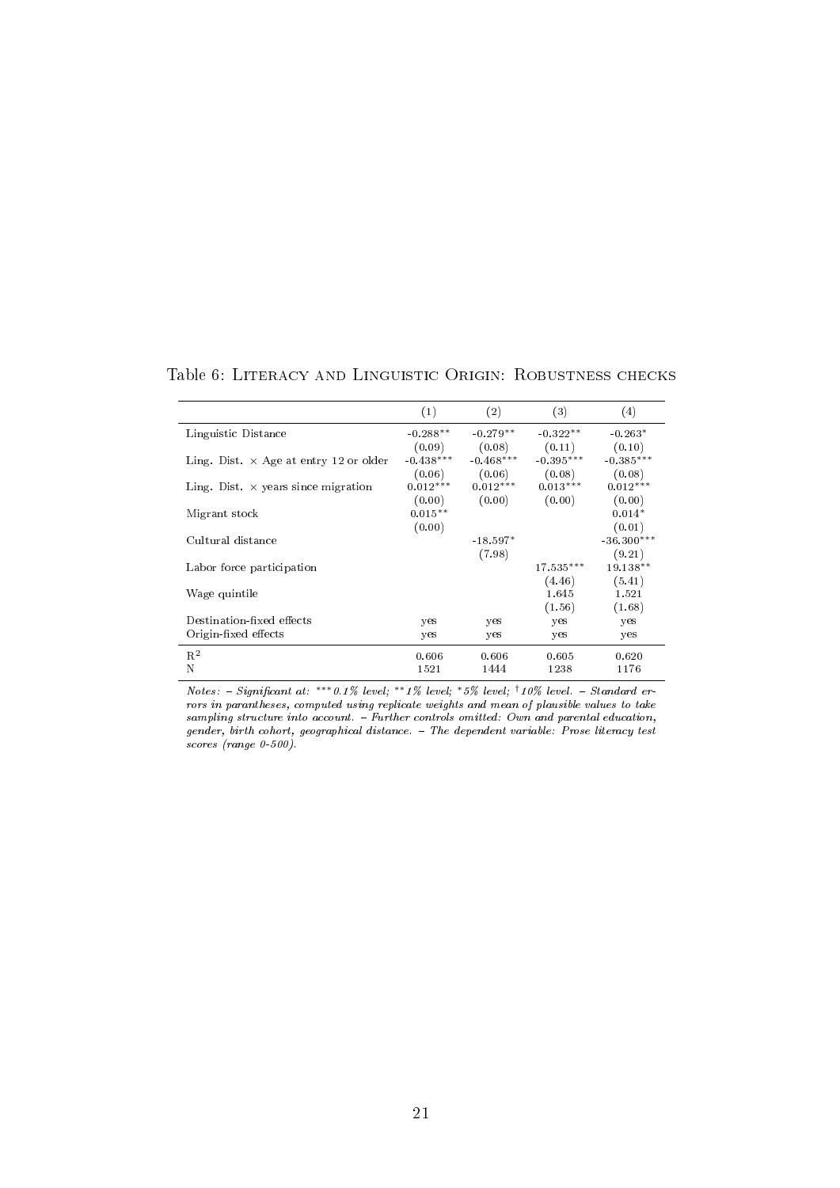Table 6: Literacy and Linguistic Origin: Robustness checks

| | (1) | (2) | (3) | (4) |
|---|---|---|---|---|
| Linguistic Distance | -0.288** | -0.279** | -0.322** | -0.263* |
| | (0.09) | (0.08) | (0.11) | (0.10) |
| Ling. Dist. × Age at entry 12 or older | -0.438*** | -0.468*** | -0.395*** | -0.385*** |
| | (0.06) | (0.06) | (0.08) | (0.08) |
| Ling. Dist. × years since migration | 0.012*** | 0.012*** | 0.013*** | 0.012*** |
| | (0.00) | (0.00) | (0.00) | (0.00) |
| Migrant stock | 0.015** | | | 0.014* |
| | (0.00) | | | (0.01) |
| Cultural distance | | -18.597* | | -36.300*** |
| | | (7.98) | | (9.21) |
| Labor force participation | | | 17.535*** | 19.138** |
| | | | (4.46) | (5.41) |
| Wage quintile | | | 1.645 | 1.521 |
| | | | (1.56) | (1.68) |
| Destination-fixed effects | yes | yes | yes | yes |
| Origin-fixed effects | yes | yes | yes | yes |
| $R^2$ | 0.606 | 0.606 | 0.605 | 0.620 |
| N | 1521 | 1444 | 1238 | 1176 |

*Notes: – Significant at: \*\*\*0.1% level; \*\*1% level; \*5% level; †10% level. – Standard errors in parantheses, computed using replicate weights and mean of plausible values to take sampling structure into account. – Further controls omitted: Own and parental education, gender, birth cohort, geographical distance. – The dependent variable: Prose literacy test scores (range 0-500).*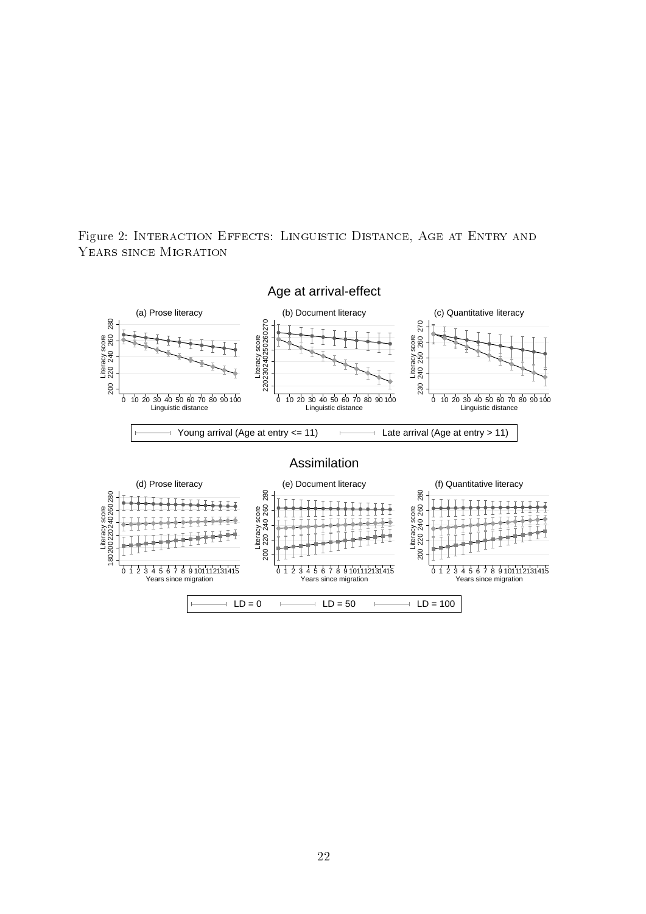Figure 2: Interaction Effects: Linguistic Distance, Age at Entry and Years since Migration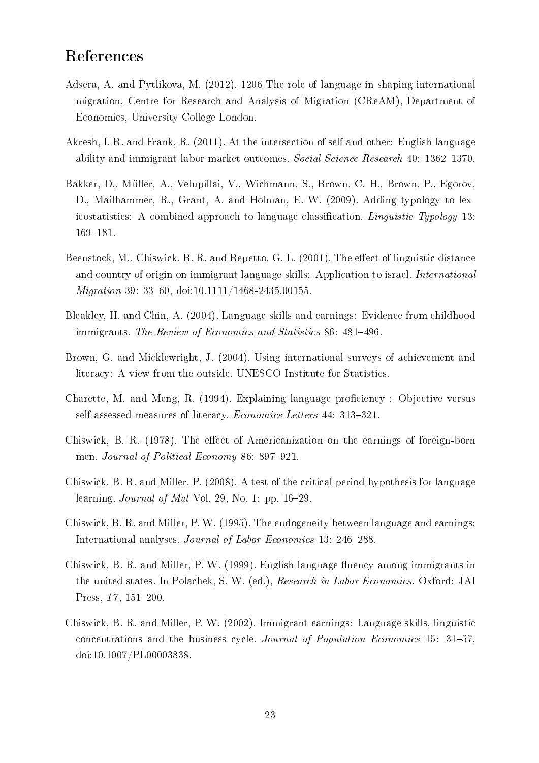# References

Adsera, A. and Pytlikova, M. (2012). 1206 The role of language in shaping international migration, Centre for Research and Analysis of Migration (CReAM), Department of Economics, University College London.

Akresh, I. R. and Frank, R. (2011). At the intersection of self and other: English language ability and immigrant labor market outcomes. *Social Science Research* 40: 1362–1370.

Bakker, D., Müller, A., Velupillai, V., Wichmann, S., Brown, C. H., Brown, P., Egorov, D., Mailhammer, R., Grant, A. and Holman, E. W. (2009). Adding typology to lexicostatistics: A combined approach to language classification. *Linguistic Typology* 13: 169–181.

Beenstock, M., Chiswick, B. R. and Repetto, G. L. (2001). The effect of linguistic distance and country of origin on immigrant language skills: Application to israel. *International Migration* 39: 33–60, doi:10.1111/1468-2435.00155.

Bleakley, H. and Chin, A. (2004). Language skills and earnings: Evidence from childhood immigrants. *The Review of Economics and Statistics* 86: 481–496.

Brown, G. and Micklewright, J. (2004). Using international surveys of achievement and literacy: A view from the outside. UNESCO Institute for Statistics.

Charette, M. and Meng, R. (1994). Explaining language proficiency : Objective versus self-assessed measures of literacy. *Economics Letters* 44: 313–321.

Chiswick, B. R. (1978). The effect of Americanization on the earnings of foreign-born men. *Journal of Political Economy* 86: 897–921.

Chiswick, B. R. and Miller, P. (2008). A test of the critical period hypothesis for language learning. *Journal of Mul* Vol. 29, No. 1: pp. 16–29.

Chiswick, B. R. and Miller, P. W. (1995). The endogeneity between language and earnings: International analyses. *Journal of Labor Economics* 13: 246–288.

Chiswick, B. R. and Miller, P. W. (1999). English language fluency among immigrants in the united states. In Polachek, S. W. (ed.), *Research in Labor Economics*. Oxford: JAI Press, *17*, 151–200.

Chiswick, B. R. and Miller, P. W. (2002). Immigrant earnings: Language skills, linguistic concentrations and the business cycle. *Journal of Population Economics* 15: 31–57, doi:10.1007/PL00003838.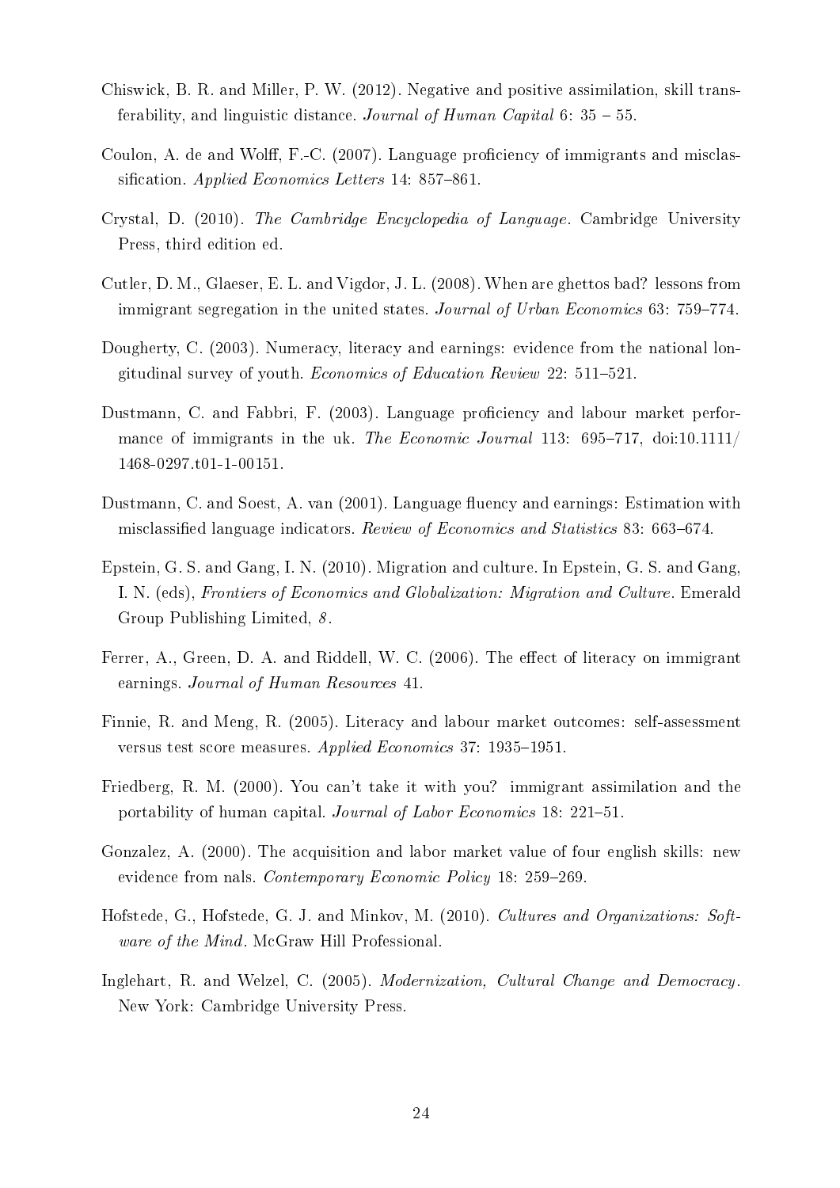Chiswick, B. R. and Miller, P. W. (2012). Negative and positive assimilation, skill transferability, and linguistic distance. *Journal of Human Capital* 6: 35 – 55.

Coulon, A. de and Wolff, F.-C. (2007). Language proficiency of immigrants and misclassification. *Applied Economics Letters* 14: 857–861.

Crystal, D. (2010). *The Cambridge Encyclopedia of Language*. Cambridge University Press, third edition ed.

Cutler, D. M., Glaeser, E. L. and Vigdor, J. L. (2008). When are ghettos bad? lessons from immigrant segregation in the united states. *Journal of Urban Economics* 63: 759–774.

Dougherty, C. (2003). Numeracy, literacy and earnings: evidence from the national longitudinal survey of youth. *Economics of Education Review* 22: 511–521.

Dustmann, C. and Fabbri, F. (2003). Language proficiency and labour market performance of immigrants in the uk. *The Economic Journal* 113: 695–717, doi:10.1111/1468-0297.t01-1-00151.

Dustmann, C. and Soest, A. van (2001). Language fluency and earnings: Estimation with misclassified language indicators. *Review of Economics and Statistics* 83: 663–674.

Epstein, G. S. and Gang, I. N. (2010). Migration and culture. In Epstein, G. S. and Gang, I. N. (eds), *Frontiers of Economics and Globalization: Migration and Culture*. Emerald Group Publishing Limited, *8*.

Ferrer, A., Green, D. A. and Riddell, W. C. (2006). The effect of literacy on immigrant earnings. *Journal of Human Resources* 41.

Finnie, R. and Meng, R. (2005). Literacy and labour market outcomes: self-assessment versus test score measures. *Applied Economics* 37: 1935–1951.

Friedberg, R. M. (2000). You can't take it with you? immigrant assimilation and the portability of human capital. *Journal of Labor Economics* 18: 221–51.

Gonzalez, A. (2000). The acquisition and labor market value of four english skills: new evidence from nals. *Contemporary Economic Policy* 18: 259–269.

Hofstede, G., Hofstede, G. J. and Minkov, M. (2010). *Cultures and Organizations: Software of the Mind*. McGraw Hill Professional.

Inglehart, R. and Welzel, C. (2005). *Modernization, Cultural Change and Democracy*. New York: Cambridge University Press.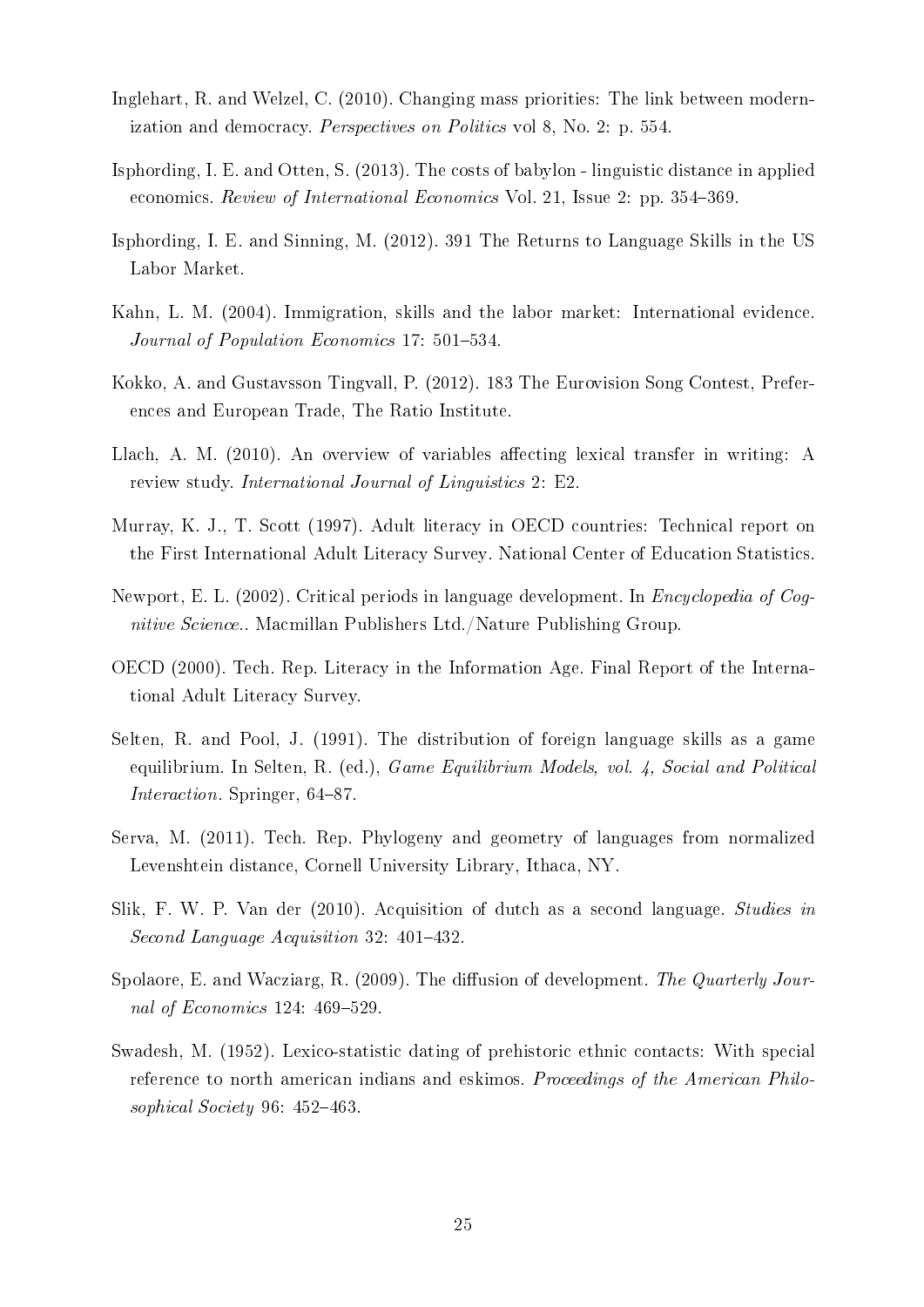Inglehart, R. and Welzel, C. (2010). Changing mass priorities: The link between modernization and democracy. *Perspectives on Politics* vol 8, No. 2: p. 554.

Isphording, I. E. and Otten, S. (2013). The costs of babylon - linguistic distance in applied economics. *Review of International Economics* Vol. 21, Issue 2: pp. 354–369.

Isphording, I. E. and Sinning, M. (2012). 391 The Returns to Language Skills in the US Labor Market.

Kahn, L. M. (2004). Immigration, skills and the labor market: International evidence. *Journal of Population Economics* 17: 501–534.

Kokko, A. and Gustavsson Tingvall, P. (2012). 183 The Eurovision Song Contest, Preferences and European Trade, The Ratio Institute.

Llach, A. M. (2010). An overview of variables affecting lexical transfer in writing: A review study. *International Journal of Linguistics* 2: E2.

Murray, K. J., T. Scott (1997). Adult literacy in OECD countries: Technical report on the First International Adult Literacy Survey. National Center of Education Statistics.

Newport, E. L. (2002). Critical periods in language development. In *Encyclopedia of Cognitive Science.*. Macmillan Publishers Ltd./Nature Publishing Group.

OECD (2000). Tech. Rep. Literacy in the Information Age. Final Report of the International Adult Literacy Survey.

Selten, R. and Pool, J. (1991). The distribution of foreign language skills as a game equilibrium. In Selten, R. (ed.), *Game Equilibrium Models, vol. 4, Social and Political Interaction*. Springer, 64–87.

Serva, M. (2011). Tech. Rep. Phylogeny and geometry of languages from normalized Levenshtein distance, Cornell University Library, Ithaca, NY.

Slik, F. W. P. Van der (2010). Acquisition of dutch as a second language. *Studies in Second Language Acquisition* 32: 401–432.

Spolaore, E. and Wacziarg, R. (2009). The diffusion of development. *The Quarterly Journal of Economics* 124: 469–529.

Swadesh, M. (1952). Lexico-statistic dating of prehistoric ethnic contacts: With special reference to north american indians and eskimos. *Proceedings of the American Philosophical Society* 96: 452–463.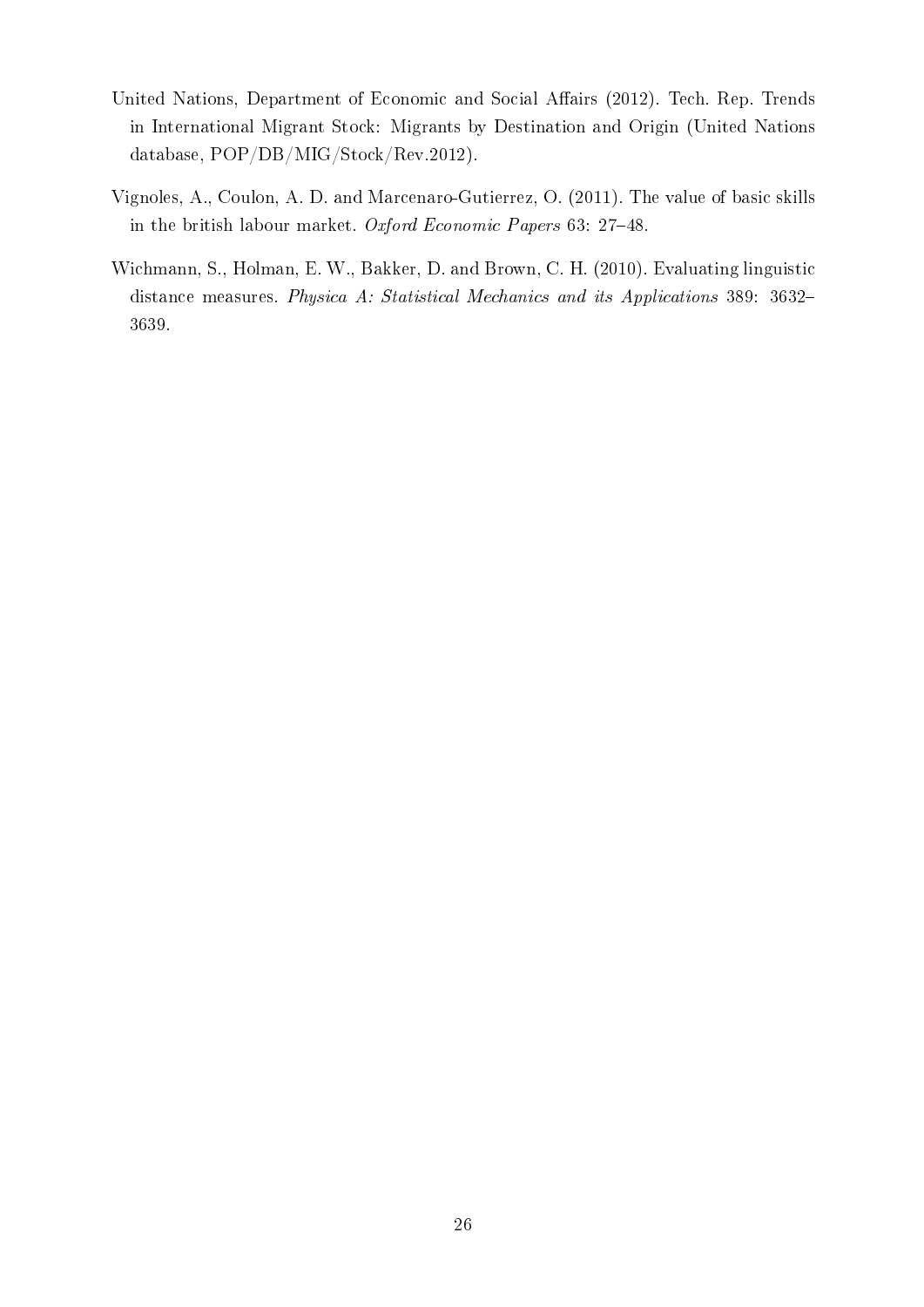United Nations, Department of Economic and Social Affairs (2012). Tech. Rep. Trends in International Migrant Stock: Migrants by Destination and Origin (United Nations database, POP/DB/MIG/Stock/Rev.2012).

Vignoles, A., Coulon, A. D. and Marcenaro-Gutierrez, O. (2011). The value of basic skills in the british labour market. *Oxford Economic Papers* 63: 27–48.

Wichmann, S., Holman, E. W., Bakker, D. and Brown, C. H. (2010). Evaluating linguistic distance measures. *Physica A: Statistical Mechanics and its Applications* 389: 3632–3639.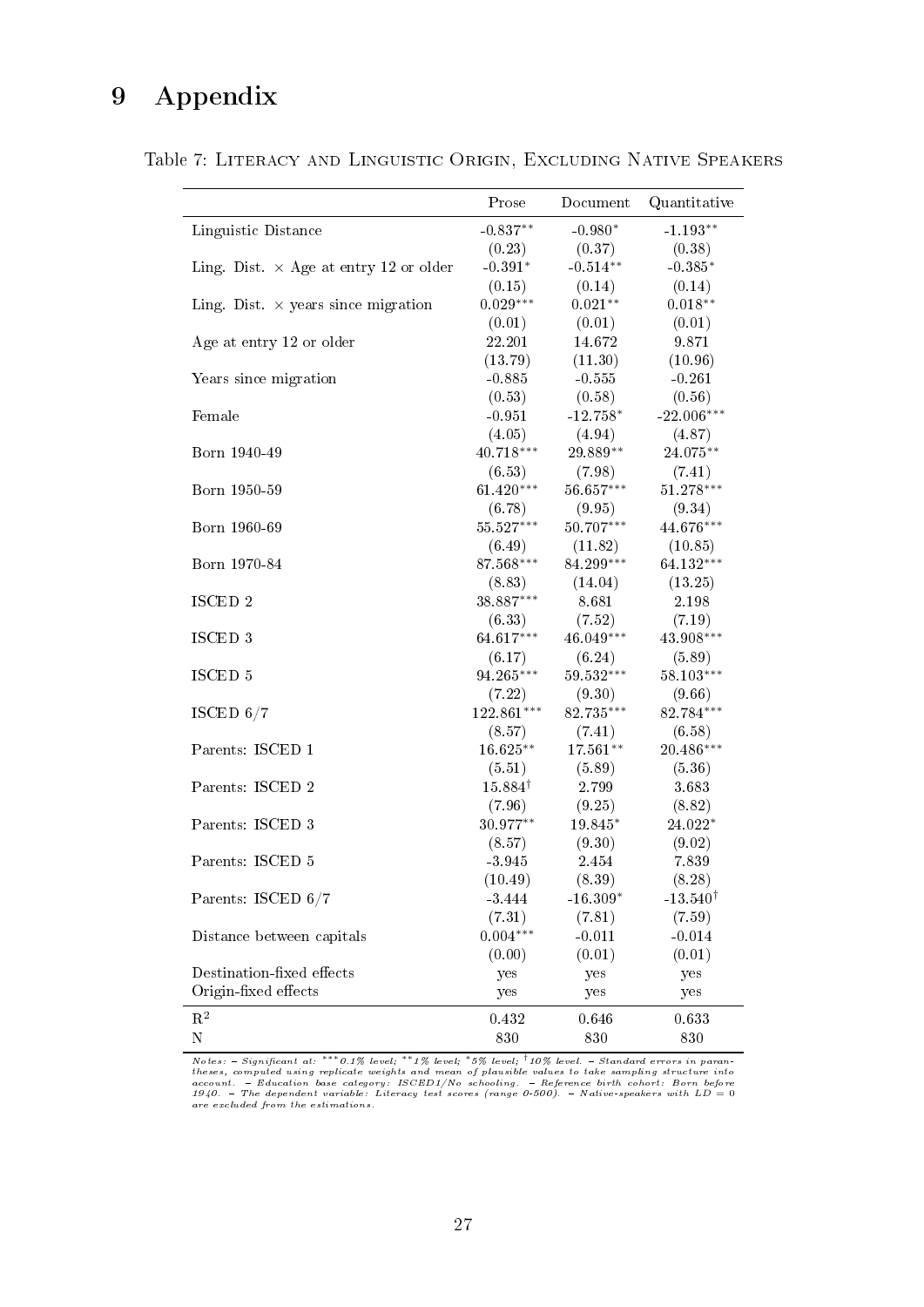# 9 Appendix

Table 7: Literacy and Linguistic Origin, Excluding Native Speakers

| | Prose | Document | Quantitative |
|---|---|---|---|
| Linguistic Distance | -0.837** | -0.980* | -1.193** |
| | (0.23) | (0.37) | (0.38) |
| Ling. Dist. × Age at entry 12 or older | -0.391* | -0.514** | -0.385* |
| | (0.15) | (0.14) | (0.14) |
| Ling. Dist. × years since migration | 0.029*** | 0.021** | 0.018** |
| | (0.01) | (0.01) | (0.01) |
| Age at entry 12 or older | 22.201 | 14.672 | 9.871 |
| | (13.79) | (11.30) | (10.96) |
| Years since migration | -0.885 | -0.555 | -0.261 |
| | (0.53) | (0.58) | (0.56) |
| Female | -0.951 | -12.758* | -22.006*** |
| | (4.05) | (4.94) | (4.87) |
| Born 1940-49 | 40.718*** | 29.889** | 24.075** |
| | (6.53) | (7.98) | (7.41) |
| Born 1950-59 | 61.420*** | 56.657*** | 51.278*** |
| | (6.78) | (9.95) | (9.34) |
| Born 1960-69 | 55.527*** | 50.707*** | 44.676*** |
| | (6.49) | (11.82) | (10.85) |
| Born 1970-84 | 87.568*** | 84.299*** | 64.132*** |
| | (8.83) | (14.04) | (13.25) |
| ISCED 2 | 38.887*** | 8.681 | 2.198 |
| | (6.33) | (7.52) | (7.19) |
| ISCED 3 | 64.617*** | 46.049*** | 43.908*** |
| | (6.17) | (6.24) | (5.89) |
| ISCED 5 | 94.265*** | 59.532*** | 58.103*** |
| | (7.22) | (9.30) | (9.66) |
| ISCED 6/7 | 122.861*** | 82.735*** | 82.784*** |
| | (8.57) | (7.41) | (6.58) |
| Parents: ISCED 1 | 16.625** | 17.561** | 20.486*** |
| | (5.51) | (5.89) | (5.36) |
| Parents: ISCED 2 | 15.884† | 2.799 | 3.683 |
| | (7.96) | (9.25) | (8.82) |
| Parents: ISCED 3 | 30.977** | 19.845* | 24.022* |
| | (8.57) | (9.30) | (9.02) |
| Parents: ISCED 5 | -3.945 | 2.454 | 7.839 |
| | (10.49) | (8.39) | (8.28) |
| Parents: ISCED 6/7 | -3.444 | -16.309* | -13.540† |
| | (7.31) | (7.81) | (7.59) |
| Distance between capitals | 0.004*** | -0.011 | -0.014 |
| | (0.00) | (0.01) | (0.01) |
| Destination-fixed effects | yes | yes | yes |
| Origin-fixed effects | yes | yes | yes |
| $R^2$ | 0.432 | 0.646 | 0.633 |
| N | 830 | 830 | 830 |

*Notes: – Significant at: \*\*\*0.1% level; \*\*1% level; \*5% level; †10% level. – Standard errors in parantheses, computed using replicate weights and mean of plausible values to take sampling structure into account. – Education base category: ISCED1/No schooling. – Reference birth cohort: Born before 1940. – The dependent variable: Literacy test scores (range 0-500). – Native-speakers with LD = 0 are excluded from the estimations.*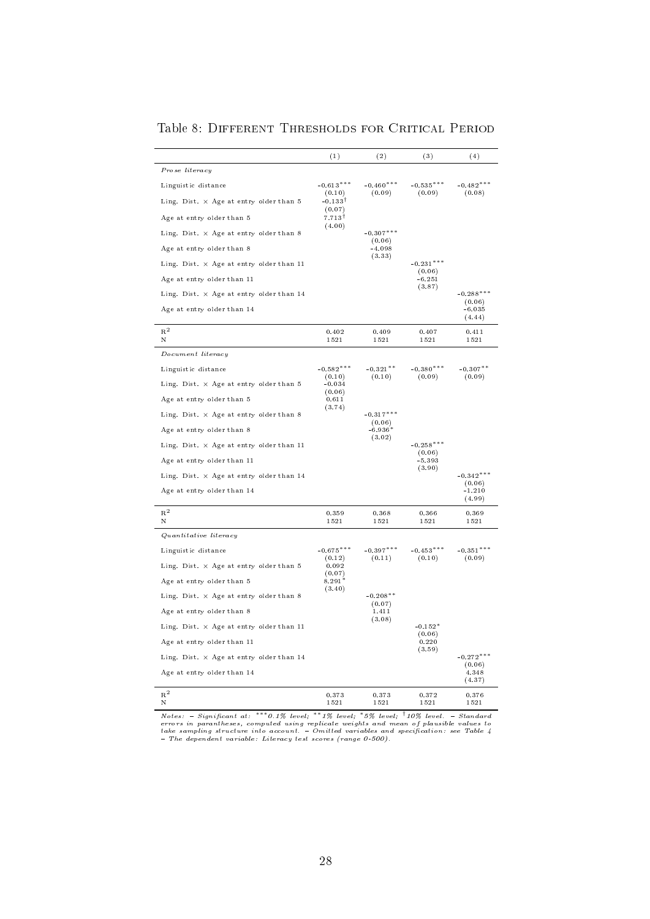Table 8: Different Thresholds for Critical Period

| | (1) | (2) | (3) | (4) |
|---|---|---|---|---|
| *Prose literacy* | | | | |
| Linguistic distance | $-0.613^{***}$ | $-0.460^{***}$ | $-0.535^{***}$ | $-0.482^{***}$ |
| | (0.10) | (0.09) | (0.09) | (0.08) |
| Ling. Dist. × Age at entry older than 5 | $-0.133^{\dagger}$ | | | |
| | (0.07) | | | |
| Age at entry older than 5 | $7.713^{\dagger}$ | | | |
| | (4.00) | | | |
| Ling. Dist. × Age at entry older than 8 | | $-0.307^{***}$ | | |
| | | (0.06) | | |
| Age at entry older than 8 | | -4.098 | | |
| | | (3.33) | | |
| Ling. Dist. × Age at entry older than 11 | | | $-0.231^{***}$ | |
| | | | (0.06) | |
| Age at entry older than 11 | | | -6.251 | |
| | | | (3.87) | |
| Ling. Dist. × Age at entry older than 14 | | | | $-0.288^{***}$ |
| | | | | (0.06) |
| Age at entry older than 14 | | | | -6.035 |
| | | | | (4.44) |
| $R^2$ | 0.402 | 0.409 | 0.407 | 0.411 |
| N | 1521 | 1521 | 1521 | 1521 |
| *Document literacy* | | | | |
| Linguistic distance | $-0.582^{***}$ | $-0.321^{**}$ | $-0.380^{***}$ | $-0.307^{**}$ |
| | (0.10) | (0.10) | (0.09) | (0.09) |
| Ling. Dist. × Age at entry older than 5 | -0.034 | | | |
| | (0.06) | | | |
| Age at entry older than 5 | 0.611 | | | |
| | (3.74) | | | |
| Ling. Dist. × Age at entry older than 8 | | $-0.317^{***}$ | | |
| | | (0.06) | | |
| Age at entry older than 8 | | $-6.936^{*}$ | | |
| | | (3.02) | | |
| Ling. Dist. × Age at entry older than 11 | | | $-0.258^{***}$ | |
| | | | (0.06) | |
| Age at entry older than 11 | | | -5.393 | |
| | | | (3.90) | |
| Ling. Dist. × Age at entry older than 14 | | | | $-0.342^{***}$ |
| | | | | (0.06) |
| Age at entry older than 14 | | | | -1.210 |
| | | | | (4.99) |
| $R^2$ | 0.359 | 0.368 | 0.366 | 0.369 |
| N | 1521 | 1521 | 1521 | 1521 |
| *Quantitative literacy* | | | | |
| Linguistic distance | $-0.675^{***}$ | $-0.397^{***}$ | $-0.453^{***}$ | $-0.351^{***}$ |
| | (0.12) | (0.11) | (0.10) | (0.09) |
| Ling. Dist. × Age at entry older than 5 | 0.092 | | | |
| | (0.07) | | | |
| Age at entry older than 5 | $8.291^{*}$ | | | |
| | (3.40) | | | |
| Ling. Dist. × Age at entry older than 8 | | $-0.208^{**}$ | | |
| | | (0.07) | | |
| Age at entry older than 8 | | 1.411 | | |
| | | (3.08) | | |
| Ling. Dist. × Age at entry older than 11 | | | $-0.152^{*}$ | |
| | | | (0.06) | |
| Age at entry older than 11 | | | 0.220 | |
| | | | (3.59) | |
| Ling. Dist. × Age at entry older than 14 | | | | $-0.272^{***}$ |
| | | | | (0.06) |
| Age at entry older than 14 | | | | 4.348 |
| | | | | (4.37) |
| $R^2$ | 0.373 | 0.373 | 0.372 | 0.376 |
| N | 1521 | 1521 | 1521 | 1521 |

*Notes: – Significant at: \*\*\*0.1% level; \*\*1% level; \*5% level; †10% level. – Standard errors in parantheses, computed using replicate weights and mean of plausible values to take sampling structure into account. – Omitted variables and specification: see Table 4 – The dependent variable: Literacy test scores (range 0-500).*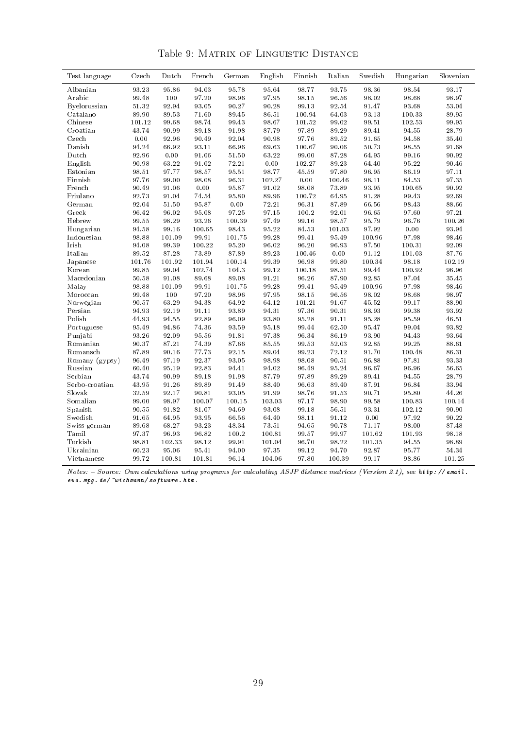Table 9: MATRIX OF LINGUISTIC DISTANCE

| Test language | Czech | Dutch | French | German | English | Finnish | Italian | Swedish | Hungarian | Slovenian |
|---|---|---|---|---|---|---|---|---|---|---|
| Albanian | 93.23 | 95.86 | 94.03 | 95.78 | 95.64 | 98.77 | 93.75 | 98.36 | 98.54 | 93.17 |
| Arabic | 99.48 | 100 | 97.20 | 98.96 | 97.95 | 98.15 | 96.56 | 98.02 | 98.68 | 98.97 |
| Byelorussian | 51.32 | 92.94 | 93.05 | 90.27 | 90.28 | 99.13 | 92.54 | 91.47 | 93.68 | 53.04 |
| Catalano | 89.90 | 89.53 | 71.60 | 89.45 | 86.51 | 100.94 | 64.03 | 93.13 | 100.33 | 89.95 |
| Chinese | 101.12 | 99.68 | 98.74 | 99.43 | 98.67 | 101.52 | 99.02 | 99.51 | 102.53 | 99.95 |
| Croatian | 43.74 | 90.99 | 89.18 | 91.98 | 87.79 | 97.89 | 89.29 | 89.41 | 94.55 | 28.79 |
| Czech | 0.00 | 92.96 | 90.49 | 92.04 | 90.98 | 97.76 | 89.52 | 91.65 | 94.58 | 35.40 |
| Danish | 94.24 | 66.92 | 93.11 | 66.96 | 69.63 | 100.67 | 90.06 | 50.73 | 98.55 | 91.68 |
| Dutch | 92.96 | 0.00 | 91.06 | 51.50 | 63.22 | 99.00 | 87.28 | 64.95 | 99.16 | 90.92 |
| English | 90.98 | 63.22 | 91.02 | 72.21 | 0.00 | 102.27 | 89.23 | 64.40 | 95.22 | 90.46 |
| Estonian | 98.51 | 97.77 | 98.57 | 95.51 | 98.77 | 45.59 | 97.80 | 96.95 | 86.19 | 97.11 |
| Finnish | 97.76 | 99.00 | 98.08 | 96.31 | 102.27 | 0.00 | 100.46 | 98.11 | 84.53 | 97.35 |
| French | 90.49 | 91.06 | 0.00 | 95.87 | 91.02 | 98.08 | 73.89 | 93.95 | 100.65 | 90.92 |
| Friulano | 92.73 | 91.04 | 74.54 | 95.80 | 89.96 | 100.72 | 64.95 | 91.28 | 99.43 | 92.69 |
| German | 92.04 | 51.50 | 95.87 | 0.00 | 72.21 | 96.31 | 87.89 | 66.56 | 98.43 | 88.66 |
| Greek | 96.42 | 96.02 | 95.08 | 97.25 | 97.15 | 100.2 | 92.01 | 96.65 | 97.60 | 97.21 |
| Hebrew | 99.55 | 98.29 | 93.26 | 100.39 | 97.49 | 99.16 | 98.57 | 95.79 | 96.76 | 100.26 |
| Hungarian | 94.58 | 99.16 | 100.65 | 98.43 | 95.22 | 84.53 | 101.03 | 97.92 | 0.00 | 93.94 |
| Indonesian | 98.88 | 101.09 | 99.91 | 101.75 | 99.28 | 99.41 | 95.49 | 100.96 | 97.98 | 98.46 |
| Irish | 94.08 | 99.39 | 100.22 | 95.20 | 96.02 | 96.20 | 96.93 | 97.50 | 100.31 | 92.09 |
| Italian | 89.52 | 87.28 | 73.89 | 87.89 | 89.23 | 100.46 | 0.00 | 91.12 | 101.03 | 87.76 |
| Japanese | 101.76 | 101.92 | 101.94 | 100.14 | 99.39 | 96.98 | 99.80 | 100.34 | 98.18 | 102.19 |
| Korean | 99.85 | 99.04 | 102.74 | 104.3 | 99.12 | 100.18 | 98.51 | 99.44 | 100.92 | 96.96 |
| Macedonian | 50.58 | 91.08 | 89.68 | 89.08 | 91.21 | 96.26 | 87.90 | 92.85 | 97.04 | 35.45 |
| Malay | 98.88 | 101.09 | 99.91 | 101.75 | 99.28 | 99.41 | 95.49 | 100.96 | 97.98 | 98.46 |
| Moroccan | 99.48 | 100 | 97.20 | 98.96 | 97.95 | 98.15 | 96.56 | 98.02 | 98.68 | 98.97 |
| Norwegian | 90.57 | 63.29 | 94.38 | 64.92 | 64.12 | 101.21 | 91.67 | 45.52 | 99.17 | 88.90 |
| Persian | 94.93 | 92.19 | 91.11 | 93.89 | 94.31 | 97.36 | 90.31 | 98.93 | 99.38 | 93.92 |
| Polish | 44.93 | 94.55 | 92.89 | 96.09 | 93.80 | 95.28 | 91.11 | 95.28 | 95.59 | 46.51 |
| Portuguese | 95.49 | 94.86 | 74.36 | 93.59 | 95.18 | 99.44 | 62.50 | 95.47 | 99.04 | 93.82 |
| Punjabi | 93.26 | 92.09 | 95.56 | 91.81 | 97.38 | 96.34 | 86.19 | 93.90 | 94.43 | 93.64 |
| Romanian | 90.37 | 87.21 | 74.39 | 87.66 | 85.55 | 99.53 | 52.03 | 92.85 | 99.25 | 88.61 |
| Romansch | 87.89 | 90.16 | 77.73 | 92.15 | 89.04 | 99.23 | 72.12 | 91.70 | 100.48 | 86.31 |
| Romany (gypsy) | 96.49 | 97.19 | 92.37 | 93.05 | 98.98 | 98.08 | 90.51 | 96.88 | 97.81 | 93.33 |
| Russian | 60.40 | 95.19 | 92.83 | 94.41 | 94.02 | 96.49 | 95.24 | 96.67 | 96.96 | 56.65 |
| Serbian | 43.74 | 90.99 | 89.18 | 91.98 | 87.79 | 97.89 | 89.29 | 89.41 | 94.55 | 28.79 |
| Serbo-croatian | 43.95 | 91.26 | 89.89 | 91.49 | 88.40 | 96.63 | 89.40 | 87.91 | 96.84 | 33.94 |
| Slovak | 32.59 | 92.17 | 90.81 | 93.05 | 91.99 | 98.76 | 91.53 | 90.71 | 95.80 | 44.26 |
| Somalian | 99.00 | 98.97 | 100.07 | 100.15 | 103.03 | 97.17 | 98.90 | 99.58 | 100.83 | 100.14 |
| Spanish | 90.55 | 91.82 | 81.07 | 94.69 | 93.08 | 99.18 | 56.51 | 93.31 | 102.12 | 90.90 |
| Swedish | 91.65 | 64.95 | 93.95 | 66.56 | 64.40 | 98.11 | 91.12 | 0.00 | 97.92 | 90.22 |
| Swiss-german | 89.68 | 68.27 | 93.23 | 48.34 | 73.51 | 94.65 | 90.78 | 71.17 | 98.00 | 87.48 |
| Tamil | 97.37 | 96.93 | 96.82 | 100.2 | 100.81 | 99.57 | 99.97 | 101.62 | 101.93 | 98.18 |
| Turkish | 98.81 | 102.33 | 98.12 | 99.91 | 101.04 | 96.70 | 98.22 | 101.35 | 94.55 | 98.89 |
| Ukrainian | 60.23 | 95.06 | 95.41 | 94.00 | 97.35 | 99.12 | 94.70 | 92.87 | 95.77 | 54.34 |
| Vietnamese | 99.72 | 100.81 | 101.81 | 96.14 | 104.06 | 97.80 | 100.39 | 99.17 | 98.86 | 101.25 |

*Notes:* – *Source: Own calculations using programs for calculating ASJP distance matrices (Version 2.1), see* http://email.eva.mpg.de/~wichmann/software.htm.